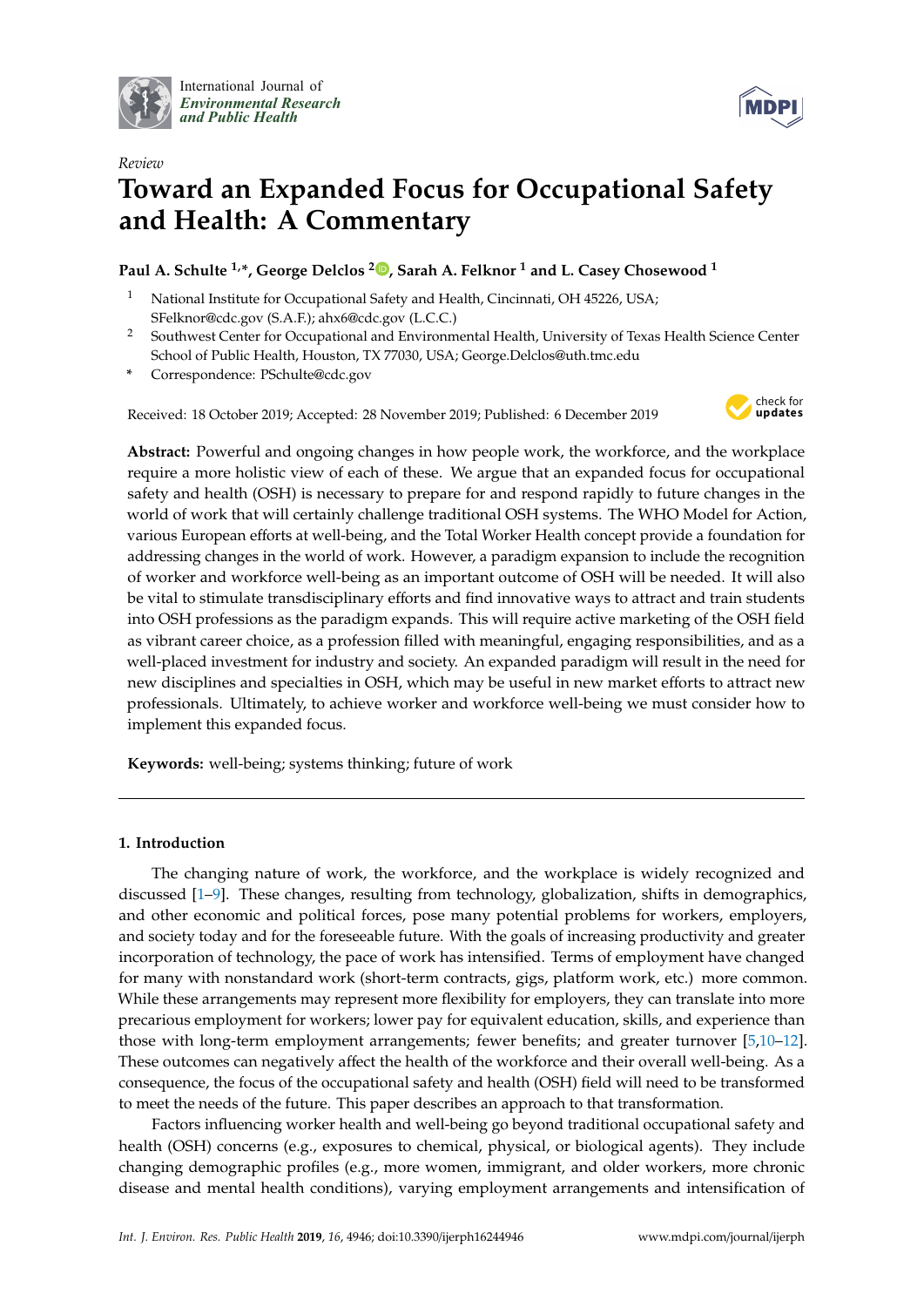International Journal of *Environmental Research and Public Health*

*Review*

# Toward an Expanded Focus for Occupational Safety and Health: A Commentary

**Paul A. Schulte [1,*], George Delclos [2], Sarah A. Felknor [1] and L. Casey Chosewood [1]**

1. National Institute for Occupational Safety and Health, Cincinnati, OH 45226, USA; SFelknor@cdc.gov (S.A.F.); ahx6@cdc.gov (L.C.C.)
2. Southwest Center for Occupational and Environmental Health, University of Texas Health Science Center School of Public Health, Houston, TX 77030, USA; George.Delclos@uth.tmc.edu

\* Correspondence: PSchulte@cdc.gov

Received: 18 October 2019; Accepted: 28 November 2019; Published: 6 December 2019

**Abstract:** Powerful and ongoing changes in how people work, the workforce, and the workplace require a more holistic view of each of these. We argue that an expanded focus for occupational safety and health (OSH) is necessary to prepare for and respond rapidly to future changes in the world of work that will certainly challenge traditional OSH systems. The WHO Model for Action, various European efforts at well-being, and the Total Worker Health concept provide a foundation for addressing changes in the world of work. However, a paradigm expansion to include the recognition of worker and workforce well-being as an important outcome of OSH will be needed. It will also be vital to stimulate transdisciplinary efforts and find innovative ways to attract and train students into OSH professions as the paradigm expands. This will require active marketing of the OSH field as vibrant career choice, as a profession filled with meaningful, engaging responsibilities, and as a well-placed investment for industry and society. An expanded paradigm will result in the need for new disciplines and specialties in OSH, which may be useful in new market efforts to attract new professionals. Ultimately, to achieve worker and workforce well-being we must consider how to implement this expanded focus.

**Keywords:** well-being; systems thinking; future of work

## 1. Introduction

The changing nature of work, the workforce, and the workplace is widely recognized and discussed [1–9]. These changes, resulting from technology, globalization, shifts in demographics, and other economic and political forces, pose many potential problems for workers, employers, and society today and for the foreseeable future. With the goals of increasing productivity and greater incorporation of technology, the pace of work has intensified. Terms of employment have changed for many with nonstandard work (short-term contracts, gigs, platform work, etc.) more common. While these arrangements may represent more flexibility for employers, they can translate into more precarious employment for workers; lower pay for equivalent education, skills, and experience than those with long-term employment arrangements; fewer benefits; and greater turnover [5,10–12]. These outcomes can negatively affect the health of the workforce and their overall well-being. As a consequence, the focus of the occupational safety and health (OSH) field will need to be transformed to meet the needs of the future. This paper describes an approach to that transformation.

Factors influencing worker health and well-being go beyond traditional occupational safety and health (OSH) concerns (e.g., exposures to chemical, physical, or biological agents). They include changing demographic profiles (e.g., more women, immigrant, and older workers, more chronic disease and mental health conditions), varying employment arrangements and intensification of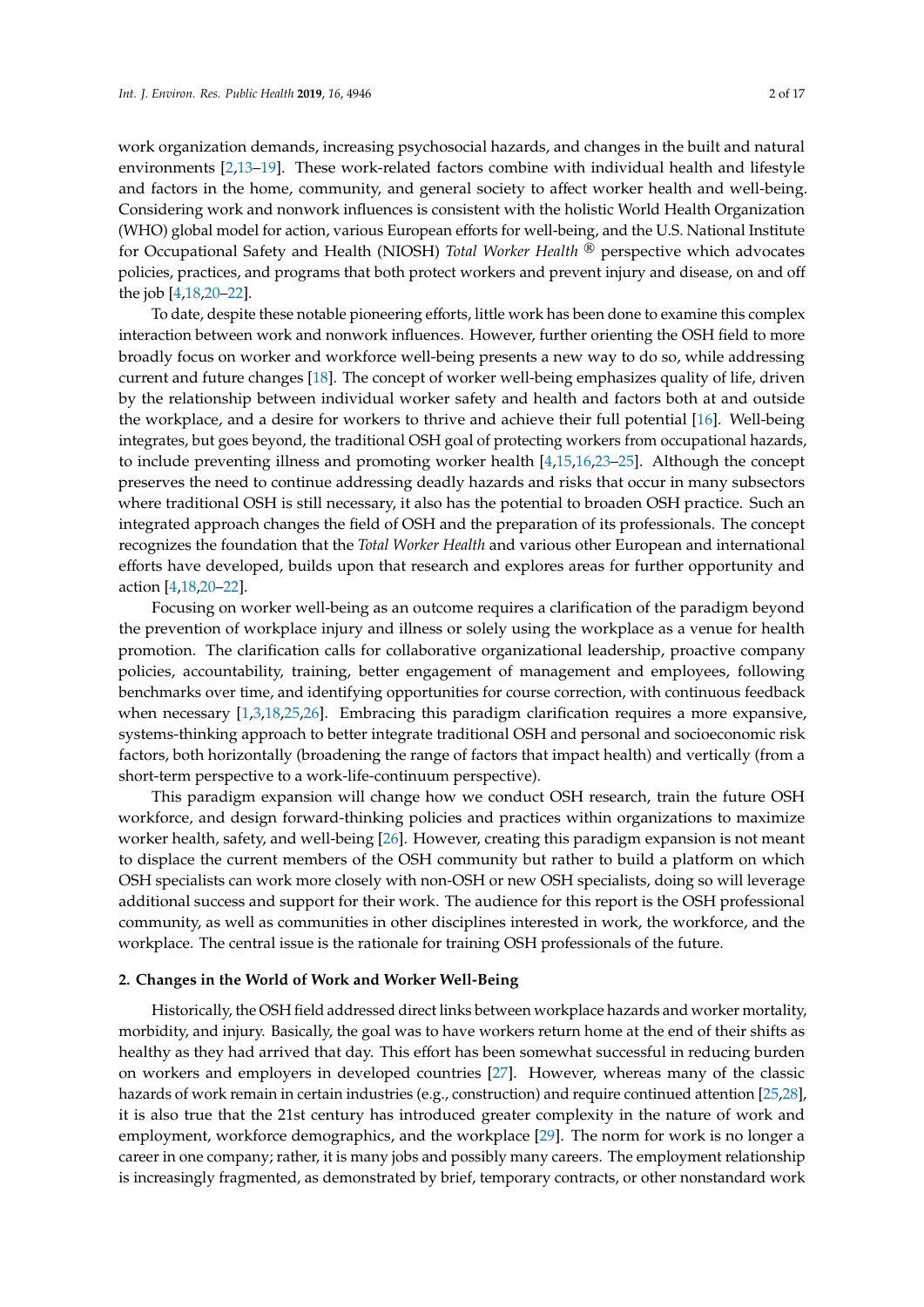work organization demands, increasing psychosocial hazards, and changes in the built and natural environments [2,13–19]. These work-related factors combine with individual health and lifestyle and factors in the home, community, and general society to affect worker health and well-being. Considering work and nonwork influences is consistent with the holistic World Health Organization (WHO) global model for action, various European efforts for well-being, and the U.S. National Institute for Occupational Safety and Health (NIOSH) *Total Worker Health* ® perspective which advocates policies, practices, and programs that both protect workers and prevent injury and disease, on and off the job [4,18,20–22].

To date, despite these notable pioneering efforts, little work has been done to examine this complex interaction between work and nonwork influences. However, further orienting the OSH field to more broadly focus on worker and workforce well-being presents a new way to do so, while addressing current and future changes [18]. The concept of worker well-being emphasizes quality of life, driven by the relationship between individual worker safety and health and factors both at and outside the workplace, and a desire for workers to thrive and achieve their full potential [16]. Well-being integrates, but goes beyond, the traditional OSH goal of protecting workers from occupational hazards, to include preventing illness and promoting worker health [4,15,16,23–25]. Although the concept preserves the need to continue addressing deadly hazards and risks that occur in many subsectors where traditional OSH is still necessary, it also has the potential to broaden OSH practice. Such an integrated approach changes the field of OSH and the preparation of its professionals. The concept recognizes the foundation that the *Total Worker Health* and various other European and international efforts have developed, builds upon that research and explores areas for further opportunity and action [4,18,20–22].

Focusing on worker well-being as an outcome requires a clarification of the paradigm beyond the prevention of workplace injury and illness or solely using the workplace as a venue for health promotion. The clarification calls for collaborative organizational leadership, proactive company policies, accountability, training, better engagement of management and employees, following benchmarks over time, and identifying opportunities for course correction, with continuous feedback when necessary [1,3,18,25,26]. Embracing this paradigm clarification requires a more expansive, systems-thinking approach to better integrate traditional OSH and personal and socioeconomic risk factors, both horizontally (broadening the range of factors that impact health) and vertically (from a short-term perspective to a work-life-continuum perspective).

This paradigm expansion will change how we conduct OSH research, train the future OSH workforce, and design forward-thinking policies and practices within organizations to maximize worker health, safety, and well-being [26]. However, creating this paradigm expansion is not meant to displace the current members of the OSH community but rather to build a platform on which OSH specialists can work more closely with non-OSH or new OSH specialists, doing so will leverage additional success and support for their work. The audience for this report is the OSH professional community, as well as communities in other disciplines interested in work, the workforce, and the workplace. The central issue is the rationale for training OSH professionals of the future.

## 2. Changes in the World of Work and Worker Well-Being

Historically, the OSH field addressed direct links between workplace hazards and worker mortality, morbidity, and injury. Basically, the goal was to have workers return home at the end of their shifts as healthy as they had arrived that day. This effort has been somewhat successful in reducing burden on workers and employers in developed countries [27]. However, whereas many of the classic hazards of work remain in certain industries (e.g., construction) and require continued attention [25,28], it is also true that the 21st century has introduced greater complexity in the nature of work and employment, workforce demographics, and the workplace [29]. The norm for work is no longer a career in one company; rather, it is many jobs and possibly many careers. The employment relationship is increasingly fragmented, as demonstrated by brief, temporary contracts, or other nonstandard work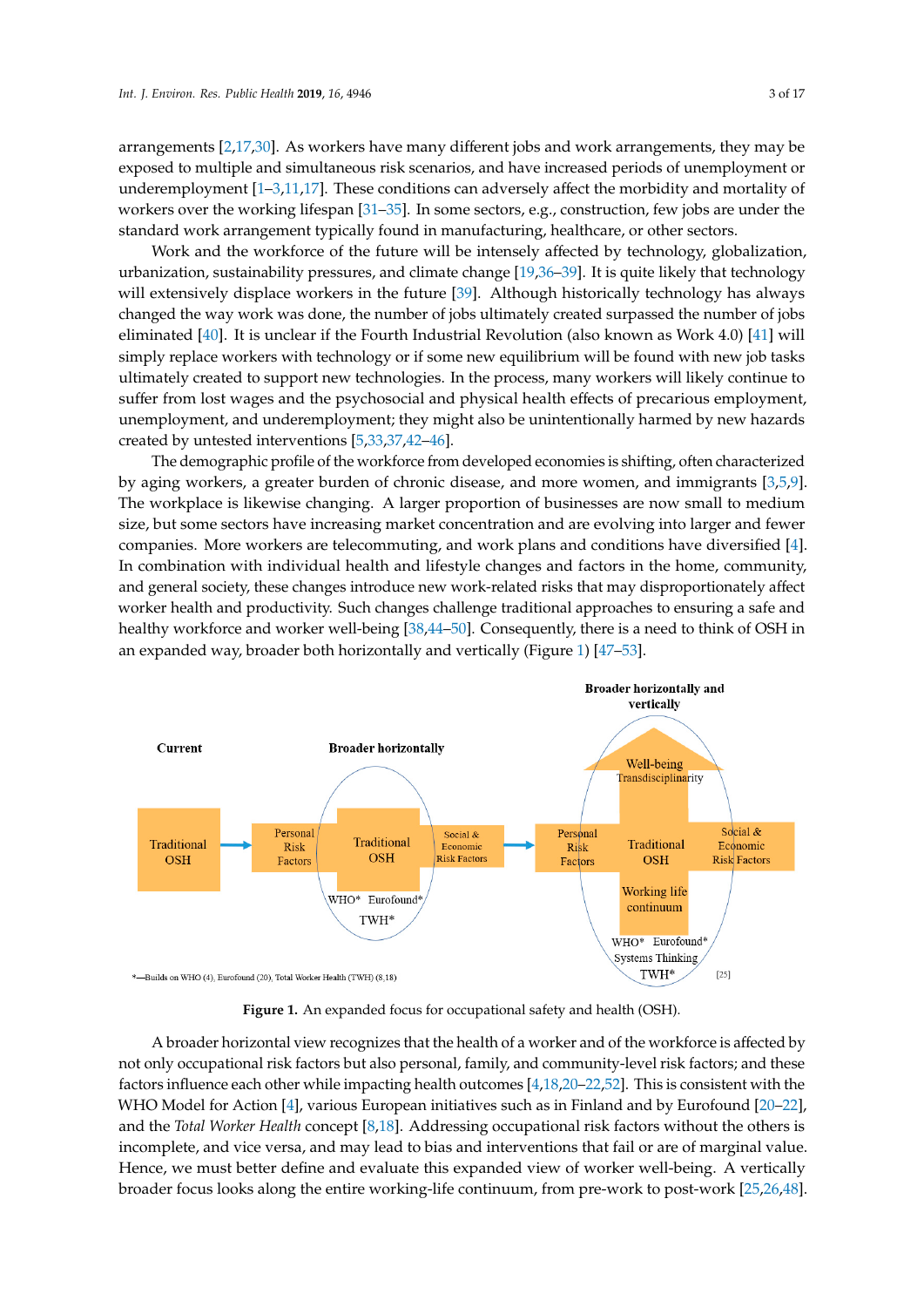arrangements [2,17,30]. As workers have many different jobs and work arrangements, they may be exposed to multiple and simultaneous risk scenarios, and have increased periods of unemployment or underemployment [1–3,11,17]. These conditions can adversely affect the morbidity and mortality of workers over the working lifespan [31–35]. In some sectors, e.g., construction, few jobs are under the standard work arrangement typically found in manufacturing, healthcare, or other sectors.

Work and the workforce of the future will be intensely affected by technology, globalization, urbanization, sustainability pressures, and climate change [19,36–39]. It is quite likely that technology will extensively displace workers in the future [39]. Although historically technology has always changed the way work was done, the number of jobs ultimately created surpassed the number of jobs eliminated [40]. It is unclear if the Fourth Industrial Revolution (also known as Work 4.0) [41] will simply replace workers with technology or if some new equilibrium will be found with new job tasks ultimately created to support new technologies. In the process, many workers will likely continue to suffer from lost wages and the psychosocial and physical health effects of precarious employment, unemployment, and underemployment; they might also be unintentionally harmed by new hazards created by untested interventions [5,33,37,42–46].

The demographic profile of the workforce from developed economies is shifting, often characterized by aging workers, a greater burden of chronic disease, and more women, and immigrants [3,5,9]. The workplace is likewise changing. A larger proportion of businesses are now small to medium size, but some sectors have increasing market concentration and are evolving into larger and fewer companies. More workers are telecommuting, and work plans and conditions have diversified [4]. In combination with individual health and lifestyle changes and factors in the home, community, and general society, these changes introduce new work-related risks that may disproportionately affect worker health and productivity. Such changes challenge traditional approaches to ensuring a safe and healthy workforce and worker well-being [38,44–50]. Consequently, there is a need to think of OSH in an expanded way, broader both horizontally and vertically (Figure 1) [47–53].

Current: Traditional OSH → Broader horizontally: Personal Risk Factors | Traditional OSH | Social & Economic Risk Factors (WHO* Eurofound* TWH*) → Broader horizontally and vertically: Well-being, Transdisciplinarity | Personal Risk Factors | Traditional OSH | Social & Economic Risk Factors | Working life continuum (WHO* Eurofound* Systems Thinking TWH*) [25]

*—Builds on WHO (4), Eurofound (20), Total Worker Health (TWH) (8,18)

**Figure 1.** An expanded focus for occupational safety and health (OSH).

A broader horizontal view recognizes that the health of a worker and of the workforce is affected by not only occupational risk factors but also personal, family, and community-level risk factors; and these factors influence each other while impacting health outcomes [4,18,20–22,52]. This is consistent with the WHO Model for Action [4], various European initiatives such as in Finland and by Eurofound [20–22], and the *Total Worker Health* concept [8,18]. Addressing occupational risk factors without the others is incomplete, and vice versa, and may lead to bias and interventions that fail or are of marginal value. Hence, we must better define and evaluate this expanded view of worker well-being. A vertically broader focus looks along the entire working-life continuum, from pre-work to post-work [25,26,48].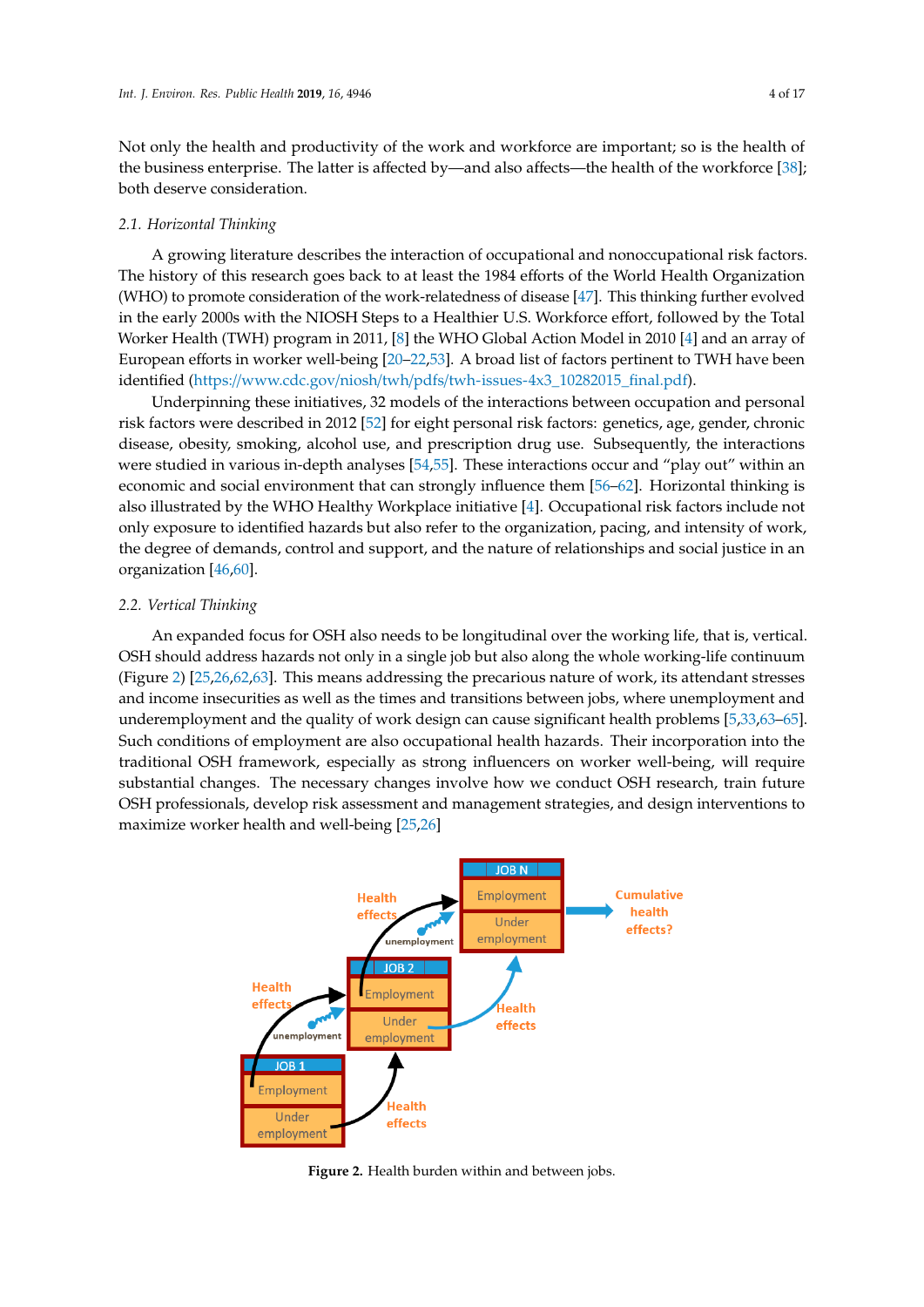Not only the health and productivity of the work and workforce are important; so is the health of the business enterprise. The latter is affected by—and also affects—the health of the workforce [38]; both deserve consideration.

### 2.1. Horizontal Thinking

A growing literature describes the interaction of occupational and nonoccupational risk factors. The history of this research goes back to at least the 1984 efforts of the World Health Organization (WHO) to promote consideration of the work-relatedness of disease [47]. This thinking further evolved in the early 2000s with the NIOSH Steps to a Healthier U.S. Workforce effort, followed by the Total Worker Health (TWH) program in 2011, [8] the WHO Global Action Model in 2010 [4] and an array of European efforts in worker well-being [20–22,53]. A broad list of factors pertinent to TWH have been identified (https://www.cdc.gov/niosh/twh/pdfs/twh-issues-4x3_10282015_final.pdf).

Underpinning these initiatives, 32 models of the interactions between occupation and personal risk factors were described in 2012 [52] for eight personal risk factors: genetics, age, gender, chronic disease, obesity, smoking, alcohol use, and prescription drug use. Subsequently, the interactions were studied in various in-depth analyses [54,55]. These interactions occur and "play out" within an economic and social environment that can strongly influence them [56–62]. Horizontal thinking is also illustrated by the WHO Healthy Workplace initiative [4]. Occupational risk factors include not only exposure to identified hazards but also refer to the organization, pacing, and intensity of work, the degree of demands, control and support, and the nature of relationships and social justice in an organization [46,60].

### 2.2. Vertical Thinking

An expanded focus for OSH also needs to be longitudinal over the working life, that is, vertical. OSH should address hazards not only in a single job but also along the whole working-life continuum (Figure 2) [25,26,62,63]. This means addressing the precarious nature of work, its attendant stresses and income insecurities as well as the times and transitions between jobs, where unemployment and underemployment and the quality of work design can cause significant health problems [5,33,63–65]. Such conditions of employment are also occupational health hazards. Their incorporation into the traditional OSH framework, especially as strong influencers on worker well-being, will require substantial changes. The necessary changes involve how we conduct OSH research, train future OSH professionals, develop risk assessment and management strategies, and design interventions to maximize worker health and well-being [25,26]

**Figure 2.** Health burden within and between jobs.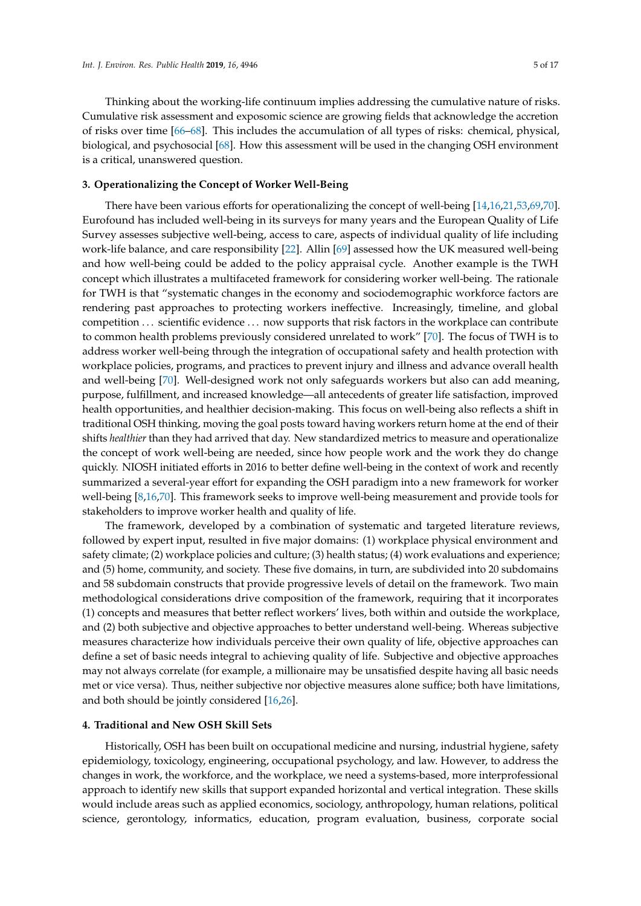Thinking about the working-life continuum implies addressing the cumulative nature of risks. Cumulative risk assessment and exposomic science are growing fields that acknowledge the accretion of risks over time [66–68]. This includes the accumulation of all types of risks: chemical, physical, biological, and psychosocial [68]. How this assessment will be used in the changing OSH environment is a critical, unanswered question.

## 3. Operationalizing the Concept of Worker Well-Being

There have been various efforts for operationalizing the concept of well-being [14,16,21,53,69,70]. Eurofound has included well-being in its surveys for many years and the European Quality of Life Survey assesses subjective well-being, access to care, aspects of individual quality of life including work-life balance, and care responsibility [22]. Allin [69] assessed how the UK measured well-being and how well-being could be added to the policy appraisal cycle. Another example is the TWH concept which illustrates a multifaceted framework for considering worker well-being. The rationale for TWH is that "systematic changes in the economy and sociodemographic workforce factors are rendering past approaches to protecting workers ineffective. Increasingly, timeline, and global competition ... scientific evidence ... now supports that risk factors in the workplace can contribute to common health problems previously considered unrelated to work" [70]. The focus of TWH is to address worker well-being through the integration of occupational safety and health protection with workplace policies, programs, and practices to prevent injury and illness and advance overall health and well-being [70]. Well-designed work not only safeguards workers but also can add meaning, purpose, fulfillment, and increased knowledge—all antecedents of greater life satisfaction, improved health opportunities, and healthier decision-making. This focus on well-being also reflects a shift in traditional OSH thinking, moving the goal posts toward having workers return home at the end of their shifts *healthier* than they had arrived that day. New standardized metrics to measure and operationalize the concept of work well-being are needed, since how people work and the work they do change quickly. NIOSH initiated efforts in 2016 to better define well-being in the context of work and recently summarized a several-year effort for expanding the OSH paradigm into a new framework for worker well-being [8,16,70]. This framework seeks to improve well-being measurement and provide tools for stakeholders to improve worker health and quality of life.

The framework, developed by a combination of systematic and targeted literature reviews, followed by expert input, resulted in five major domains: (1) workplace physical environment and safety climate; (2) workplace policies and culture; (3) health status; (4) work evaluations and experience; and (5) home, community, and society. These five domains, in turn, are subdivided into 20 subdomains and 58 subdomain constructs that provide progressive levels of detail on the framework. Two main methodological considerations drive composition of the framework, requiring that it incorporates (1) concepts and measures that better reflect workers' lives, both within and outside the workplace, and (2) both subjective and objective approaches to better understand well-being. Whereas subjective measures characterize how individuals perceive their own quality of life, objective approaches can define a set of basic needs integral to achieving quality of life. Subjective and objective approaches may not always correlate (for example, a millionaire may be unsatisfied despite having all basic needs met or vice versa). Thus, neither subjective nor objective measures alone suffice; both have limitations, and both should be jointly considered [16,26].

## 4. Traditional and New OSH Skill Sets

Historically, OSH has been built on occupational medicine and nursing, industrial hygiene, safety epidemiology, toxicology, engineering, occupational psychology, and law. However, to address the changes in work, the workforce, and the workplace, we need a systems-based, more interprofessional approach to identify new skills that support expanded horizontal and vertical integration. These skills would include areas such as applied economics, sociology, anthropology, human relations, political science, gerontology, informatics, education, program evaluation, business, corporate social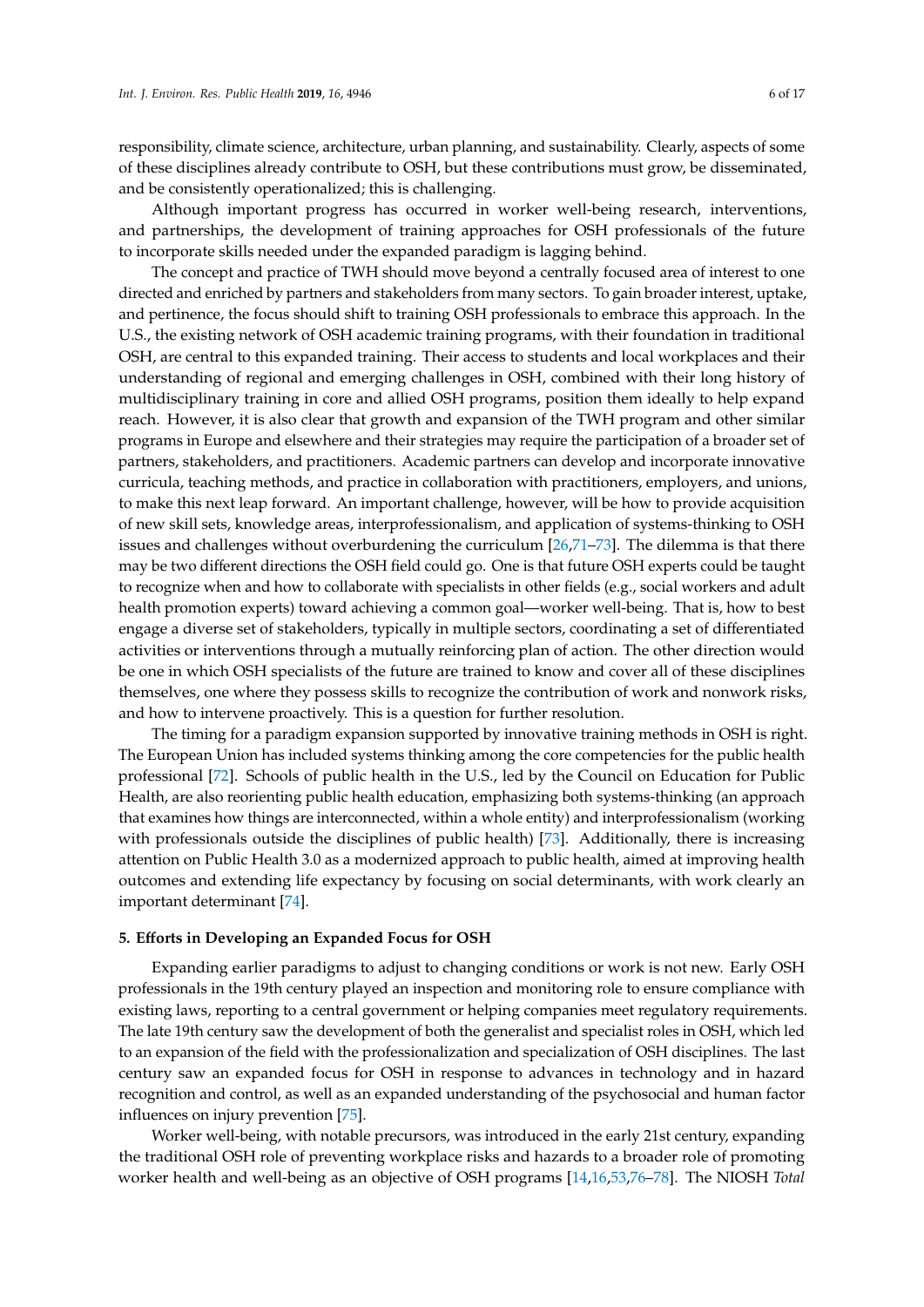responsibility, climate science, architecture, urban planning, and sustainability. Clearly, aspects of some of these disciplines already contribute to OSH, but these contributions must grow, be disseminated, and be consistently operationalized; this is challenging.

Although important progress has occurred in worker well-being research, interventions, and partnerships, the development of training approaches for OSH professionals of the future to incorporate skills needed under the expanded paradigm is lagging behind.

The concept and practice of TWH should move beyond a centrally focused area of interest to one directed and enriched by partners and stakeholders from many sectors. To gain broader interest, uptake, and pertinence, the focus should shift to training OSH professionals to embrace this approach. In the U.S., the existing network of OSH academic training programs, with their foundation in traditional OSH, are central to this expanded training. Their access to students and local workplaces and their understanding of regional and emerging challenges in OSH, combined with their long history of multidisciplinary training in core and allied OSH programs, position them ideally to help expand reach. However, it is also clear that growth and expansion of the TWH program and other similar programs in Europe and elsewhere and their strategies may require the participation of a broader set of partners, stakeholders, and practitioners. Academic partners can develop and incorporate innovative curricula, teaching methods, and practice in collaboration with practitioners, employers, and unions, to make this next leap forward. An important challenge, however, will be how to provide acquisition of new skill sets, knowledge areas, interprofessionalism, and application of systems-thinking to OSH issues and challenges without overburdening the curriculum [26,71–73]. The dilemma is that there may be two different directions the OSH field could go. One is that future OSH experts could be taught to recognize when and how to collaborate with specialists in other fields (e.g., social workers and adult health promotion experts) toward achieving a common goal—worker well-being. That is, how to best engage a diverse set of stakeholders, typically in multiple sectors, coordinating a set of differentiated activities or interventions through a mutually reinforcing plan of action. The other direction would be one in which OSH specialists of the future are trained to know and cover all of these disciplines themselves, one where they possess skills to recognize the contribution of work and nonwork risks, and how to intervene proactively. This is a question for further resolution.

The timing for a paradigm expansion supported by innovative training methods in OSH is right. The European Union has included systems thinking among the core competencies for the public health professional [72]. Schools of public health in the U.S., led by the Council on Education for Public Health, are also reorienting public health education, emphasizing both systems-thinking (an approach that examines how things are interconnected, within a whole entity) and interprofessionalism (working with professionals outside the disciplines of public health) [73]. Additionally, there is increasing attention on Public Health 3.0 as a modernized approach to public health, aimed at improving health outcomes and extending life expectancy by focusing on social determinants, with work clearly an important determinant [74].

## 5. Efforts in Developing an Expanded Focus for OSH

Expanding earlier paradigms to adjust to changing conditions or work is not new. Early OSH professionals in the 19th century played an inspection and monitoring role to ensure compliance with existing laws, reporting to a central government or helping companies meet regulatory requirements. The late 19th century saw the development of both the generalist and specialist roles in OSH, which led to an expansion of the field with the professionalization and specialization of OSH disciplines. The last century saw an expanded focus for OSH in response to advances in technology and in hazard recognition and control, as well as an expanded understanding of the psychosocial and human factor influences on injury prevention [75].

Worker well-being, with notable precursors, was introduced in the early 21st century, expanding the traditional OSH role of preventing workplace risks and hazards to a broader role of promoting worker health and well-being as an objective of OSH programs [14,16,53,76–78]. The NIOSH *Total*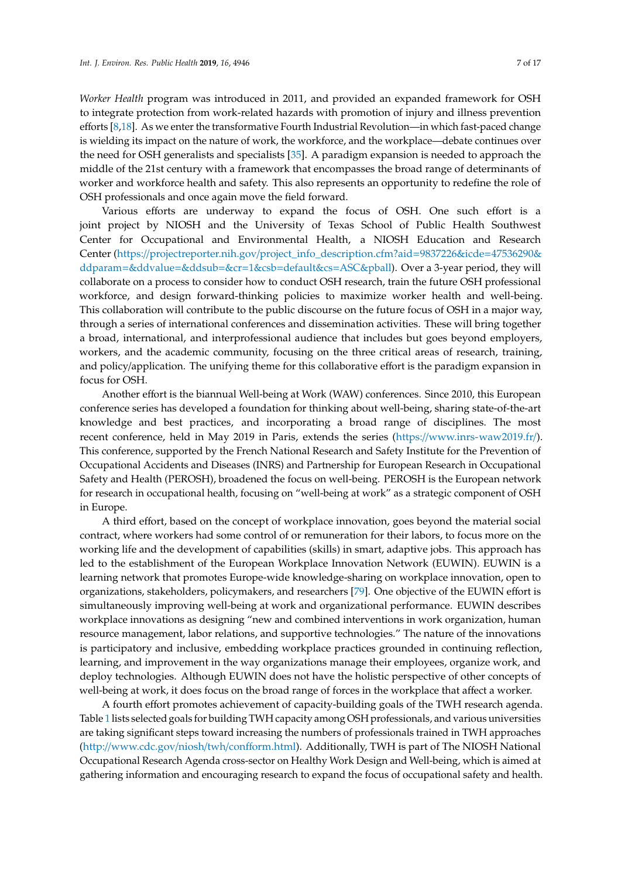*Worker Health* program was introduced in 2011, and provided an expanded framework for OSH to integrate protection from work-related hazards with promotion of injury and illness prevention efforts [8,18]. As we enter the transformative Fourth Industrial Revolution—in which fast-paced change is wielding its impact on the nature of work, the workforce, and the workplace—debate continues over the need for OSH generalists and specialists [35]. A paradigm expansion is needed to approach the middle of the 21st century with a framework that encompasses the broad range of determinants of worker and workforce health and safety. This also represents an opportunity to redefine the role of OSH professionals and once again move the field forward.

Various efforts are underway to expand the focus of OSH. One such effort is a joint project by NIOSH and the University of Texas School of Public Health Southwest Center for Occupational and Environmental Health, a NIOSH Education and Research Center (https://projectreporter.nih.gov/project_info_description.cfm?aid=9837226&icde=47536290&ddparam=&ddvalue=&ddsub=&cr=1&csb=default&cs=ASC&pball). Over a 3-year period, they will collaborate on a process to consider how to conduct OSH research, train the future OSH professional workforce, and design forward-thinking policies to maximize worker health and well-being. This collaboration will contribute to the public discourse on the future focus of OSH in a major way, through a series of international conferences and dissemination activities. These will bring together a broad, international, and interprofessional audience that includes but goes beyond employers, workers, and the academic community, focusing on the three critical areas of research, training, and policy/application. The unifying theme for this collaborative effort is the paradigm expansion in focus for OSH.

Another effort is the biannual Well-being at Work (WAW) conferences. Since 2010, this European conference series has developed a foundation for thinking about well-being, sharing state-of-the-art knowledge and best practices, and incorporating a broad range of disciplines. The most recent conference, held in May 2019 in Paris, extends the series (https://www.inrs-waw2019.fr/). This conference, supported by the French National Research and Safety Institute for the Prevention of Occupational Accidents and Diseases (INRS) and Partnership for European Research in Occupational Safety and Health (PEROSH), broadened the focus on well-being. PEROSH is the European network for research in occupational health, focusing on "well-being at work" as a strategic component of OSH in Europe.

A third effort, based on the concept of workplace innovation, goes beyond the material social contract, where workers had some control of or remuneration for their labors, to focus more on the working life and the development of capabilities (skills) in smart, adaptive jobs. This approach has led to the establishment of the European Workplace Innovation Network (EUWIN). EUWIN is a learning network that promotes Europe-wide knowledge-sharing on workplace innovation, open to organizations, stakeholders, policymakers, and researchers [79]. One objective of the EUWIN effort is simultaneously improving well-being at work and organizational performance. EUWIN describes workplace innovations as designing "new and combined interventions in work organization, human resource management, labor relations, and supportive technologies." The nature of the innovations is participatory and inclusive, embedding workplace practices grounded in continuing reflection, learning, and improvement in the way organizations manage their employees, organize work, and deploy technologies. Although EUWIN does not have the holistic perspective of other concepts of well-being at work, it does focus on the broad range of forces in the workplace that affect a worker.

A fourth effort promotes achievement of capacity-building goals of the TWH research agenda. Table 1 lists selected goals for building TWH capacity among OSH professionals, and various universities are taking significant steps toward increasing the numbers of professionals trained in TWH approaches (http://www.cdc.gov/niosh/twh/confform.html). Additionally, TWH is part of The NIOSH National Occupational Research Agenda cross-sector on Healthy Work Design and Well-being, which is aimed at gathering information and encouraging research to expand the focus of occupational safety and health.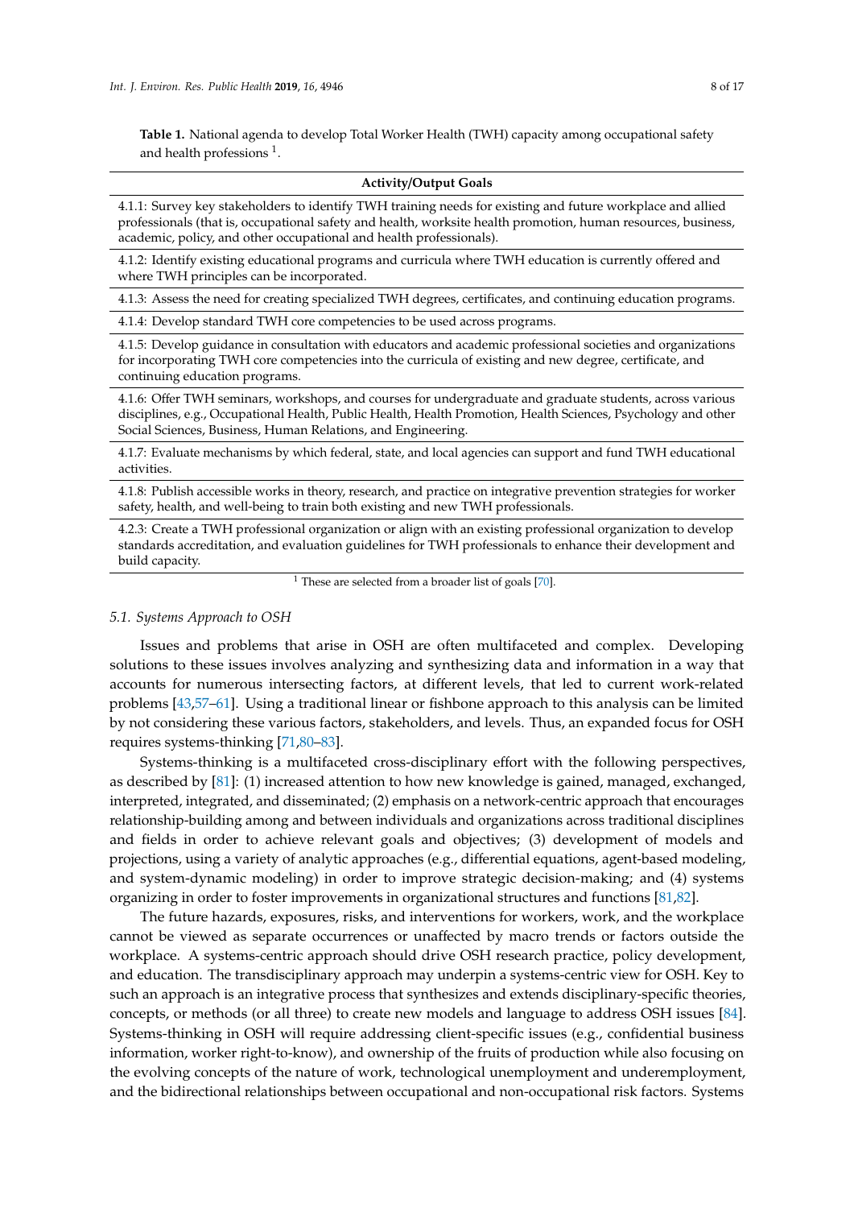**Table 1.** National agenda to develop Total Worker Health (TWH) capacity among occupational safety and health professions [1].

| Activity/Output Goals |
| --- |
| 4.1.1: Survey key stakeholders to identify TWH training needs for existing and future workplace and allied professionals (that is, occupational safety and health, worksite health promotion, human resources, business, academic, policy, and other occupational and health professionals). |
| 4.1.2: Identify existing educational programs and curricula where TWH education is currently offered and where TWH principles can be incorporated. |
| 4.1.3: Assess the need for creating specialized TWH degrees, certificates, and continuing education programs. |
| 4.1.4: Develop standard TWH core competencies to be used across programs. |
| 4.1.5: Develop guidance in consultation with educators and academic professional societies and organizations for incorporating TWH core competencies into the curricula of existing and new degree, certificate, and continuing education programs. |
| 4.1.6: Offer TWH seminars, workshops, and courses for undergraduate and graduate students, across various disciplines, e.g., Occupational Health, Public Health, Health Promotion, Health Sciences, Psychology and other Social Sciences, Business, Human Relations, and Engineering. |
| 4.1.7: Evaluate mechanisms by which federal, state, and local agencies can support and fund TWH educational activities. |
| 4.1.8: Publish accessible works in theory, research, and practice on integrative prevention strategies for worker safety, health, and well-being to train both existing and new TWH professionals. |
| 4.2.3: Create a TWH professional organization or align with an existing professional organization to develop standards accreditation, and evaluation guidelines for TWH professionals to enhance their development and build capacity. |

[1] These are selected from a broader list of goals [70].

### 5.1. Systems Approach to OSH

Issues and problems that arise in OSH are often multifaceted and complex. Developing solutions to these issues involves analyzing and synthesizing data and information in a way that accounts for numerous intersecting factors, at different levels, that led to current work-related problems [43,57–61]. Using a traditional linear or fishbone approach to this analysis can be limited by not considering these various factors, stakeholders, and levels. Thus, an expanded focus for OSH requires systems-thinking [71,80–83].

Systems-thinking is a multifaceted cross-disciplinary effort with the following perspectives, as described by [81]: (1) increased attention to how new knowledge is gained, managed, exchanged, interpreted, integrated, and disseminated; (2) emphasis on a network-centric approach that encourages relationship-building among and between individuals and organizations across traditional disciplines and fields in order to achieve relevant goals and objectives; (3) development of models and projections, using a variety of analytic approaches (e.g., differential equations, agent-based modeling, and system-dynamic modeling) in order to improve strategic decision-making; and (4) systems organizing in order to foster improvements in organizational structures and functions [81,82].

The future hazards, exposures, risks, and interventions for workers, work, and the workplace cannot be viewed as separate occurrences or unaffected by macro trends or factors outside the workplace. A systems-centric approach should drive OSH research practice, policy development, and education. The transdisciplinary approach may underpin a systems-centric view for OSH. Key to such an approach is an integrative process that synthesizes and extends disciplinary-specific theories, concepts, or methods (or all three) to create new models and language to address OSH issues [84]. Systems-thinking in OSH will require addressing client-specific issues (e.g., confidential business information, worker right-to-know), and ownership of the fruits of production while also focusing on the evolving concepts of the nature of work, technological unemployment and underemployment, and the bidirectional relationships between occupational and non-occupational risk factors. Systems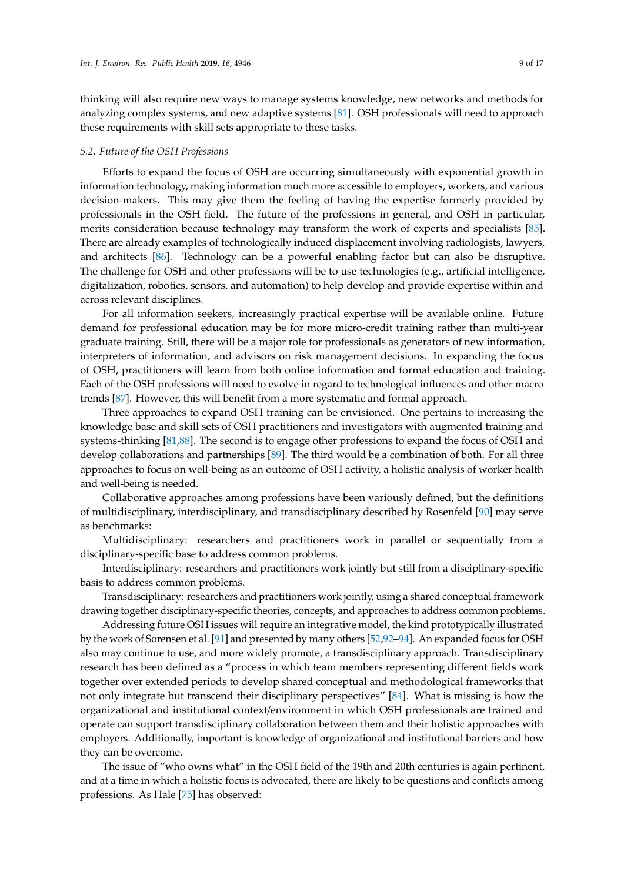thinking will also require new ways to manage systems knowledge, new networks and methods for analyzing complex systems, and new adaptive systems [81]. OSH professionals will need to approach these requirements with skill sets appropriate to these tasks.

### *5.2. Future of the OSH Professions*

Efforts to expand the focus of OSH are occurring simultaneously with exponential growth in information technology, making information much more accessible to employers, workers, and various decision-makers. This may give them the feeling of having the expertise formerly provided by professionals in the OSH field. The future of the professions in general, and OSH in particular, merits consideration because technology may transform the work of experts and specialists [85]. There are already examples of technologically induced displacement involving radiologists, lawyers, and architects [86]. Technology can be a powerful enabling factor but can also be disruptive. The challenge for OSH and other professions will be to use technologies (e.g., artificial intelligence, digitalization, robotics, sensors, and automation) to help develop and provide expertise within and across relevant disciplines.

For all information seekers, increasingly practical expertise will be available online. Future demand for professional education may be for more micro-credit training rather than multi-year graduate training. Still, there will be a major role for professionals as generators of new information, interpreters of information, and advisors on risk management decisions. In expanding the focus of OSH, practitioners will learn from both online information and formal education and training. Each of the OSH professions will need to evolve in regard to technological influences and other macro trends [87]. However, this will benefit from a more systematic and formal approach.

Three approaches to expand OSH training can be envisioned. One pertains to increasing the knowledge base and skill sets of OSH practitioners and investigators with augmented training and systems-thinking [81,88]. The second is to engage other professions to expand the focus of OSH and develop collaborations and partnerships [89]. The third would be a combination of both. For all three approaches to focus on well-being as an outcome of OSH activity, a holistic analysis of worker health and well-being is needed.

Collaborative approaches among professions have been variously defined, but the definitions of multidisciplinary, interdisciplinary, and transdisciplinary described by Rosenfeld [90] may serve as benchmarks:

Multidisciplinary: researchers and practitioners work in parallel or sequentially from a disciplinary-specific base to address common problems.

Interdisciplinary: researchers and practitioners work jointly but still from a disciplinary-specific basis to address common problems.

Transdisciplinary: researchers and practitioners work jointly, using a shared conceptual framework drawing together disciplinary-specific theories, concepts, and approaches to address common problems.

Addressing future OSH issues will require an integrative model, the kind prototypically illustrated by the work of Sorensen et al. [91] and presented by many others [52,92–94]. An expanded focus for OSH also may continue to use, and more widely promote, a transdisciplinary approach. Transdisciplinary research has been defined as a "process in which team members representing different fields work together over extended periods to develop shared conceptual and methodological frameworks that not only integrate but transcend their disciplinary perspectives" [84]. What is missing is how the organizational and institutional context/environment in which OSH professionals are trained and operate can support transdisciplinary collaboration between them and their holistic approaches with employers. Additionally, important is knowledge of organizational and institutional barriers and how they can be overcome.

The issue of "who owns what" in the OSH field of the 19th and 20th centuries is again pertinent, and at a time in which a holistic focus is advocated, there are likely to be questions and conflicts among professions. As Hale [75] has observed: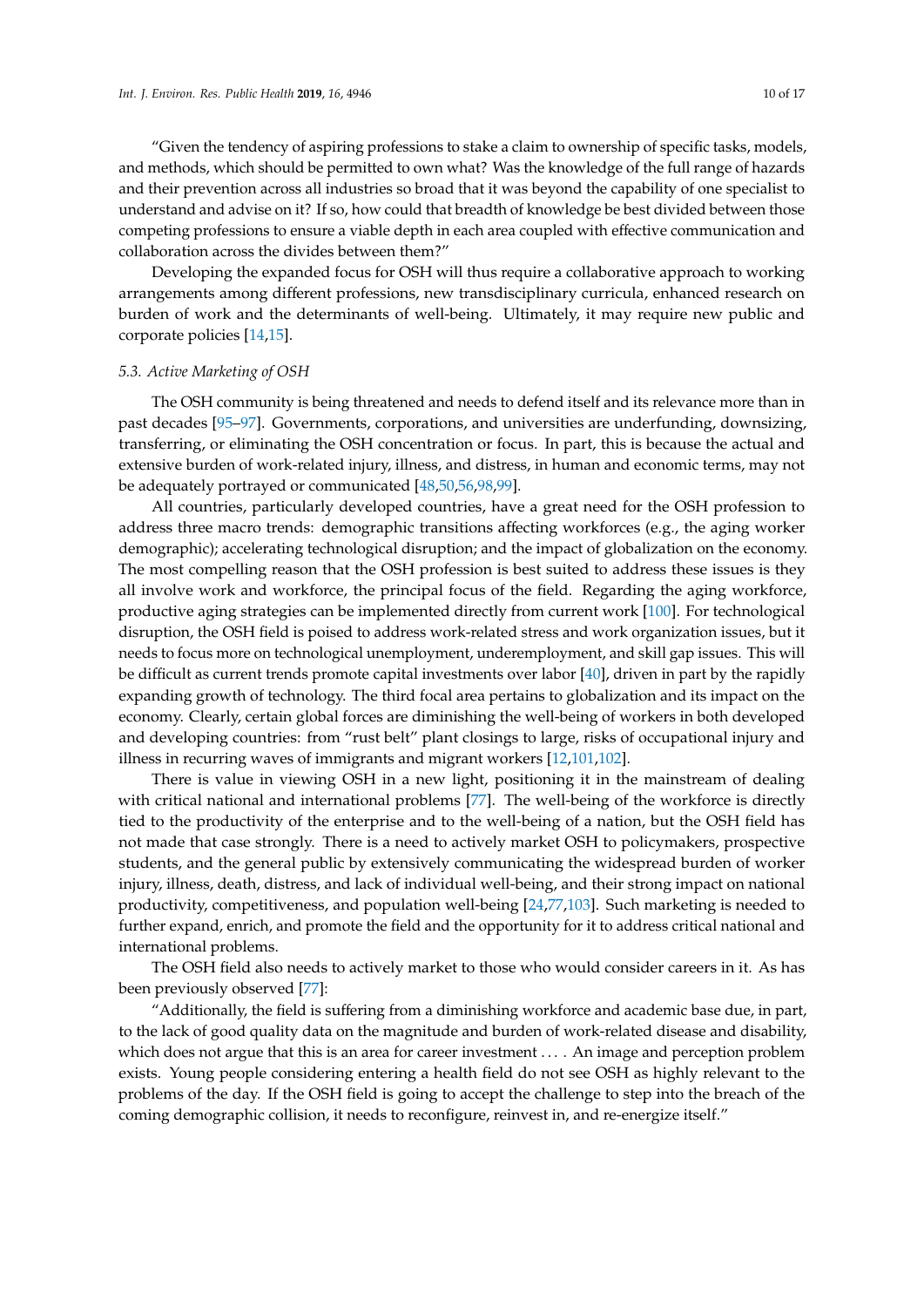"Given the tendency of aspiring professions to stake a claim to ownership of specific tasks, models, and methods, which should be permitted to own what? Was the knowledge of the full range of hazards and their prevention across all industries so broad that it was beyond the capability of one specialist to understand and advise on it? If so, how could that breadth of knowledge be best divided between those competing professions to ensure a viable depth in each area coupled with effective communication and collaboration across the divides between them?"

Developing the expanded focus for OSH will thus require a collaborative approach to working arrangements among different professions, new transdisciplinary curricula, enhanced research on burden of work and the determinants of well-being. Ultimately, it may require new public and corporate policies [14,15].

### 5.3. Active Marketing of OSH

The OSH community is being threatened and needs to defend itself and its relevance more than in past decades [95–97]. Governments, corporations, and universities are underfunding, downsizing, transferring, or eliminating the OSH concentration or focus. In part, this is because the actual and extensive burden of work-related injury, illness, and distress, in human and economic terms, may not be adequately portrayed or communicated [48,50,56,98,99].

All countries, particularly developed countries, have a great need for the OSH profession to address three macro trends: demographic transitions affecting workforces (e.g., the aging worker demographic); accelerating technological disruption; and the impact of globalization on the economy. The most compelling reason that the OSH profession is best suited to address these issues is they all involve work and workforce, the principal focus of the field. Regarding the aging workforce, productive aging strategies can be implemented directly from current work [100]. For technological disruption, the OSH field is poised to address work-related stress and work organization issues, but it needs to focus more on technological unemployment, underemployment, and skill gap issues. This will be difficult as current trends promote capital investments over labor [40], driven in part by the rapidly expanding growth of technology. The third focal area pertains to globalization and its impact on the economy. Clearly, certain global forces are diminishing the well-being of workers in both developed and developing countries: from "rust belt" plant closings to large, risks of occupational injury and illness in recurring waves of immigrants and migrant workers [12,101,102].

There is value in viewing OSH in a new light, positioning it in the mainstream of dealing with critical national and international problems [77]. The well-being of the workforce is directly tied to the productivity of the enterprise and to the well-being of a nation, but the OSH field has not made that case strongly. There is a need to actively market OSH to policymakers, prospective students, and the general public by extensively communicating the widespread burden of worker injury, illness, death, distress, and lack of individual well-being, and their strong impact on national productivity, competitiveness, and population well-being [24,77,103]. Such marketing is needed to further expand, enrich, and promote the field and the opportunity for it to address critical national and international problems.

The OSH field also needs to actively market to those who would consider careers in it. As has been previously observed [77]:

"Additionally, the field is suffering from a diminishing workforce and academic base due, in part, to the lack of good quality data on the magnitude and burden of work-related disease and disability, which does not argue that this is an area for career investment . . . . An image and perception problem exists. Young people considering entering a health field do not see OSH as highly relevant to the problems of the day. If the OSH field is going to accept the challenge to step into the breach of the coming demographic collision, it needs to reconfigure, reinvest in, and re-energize itself."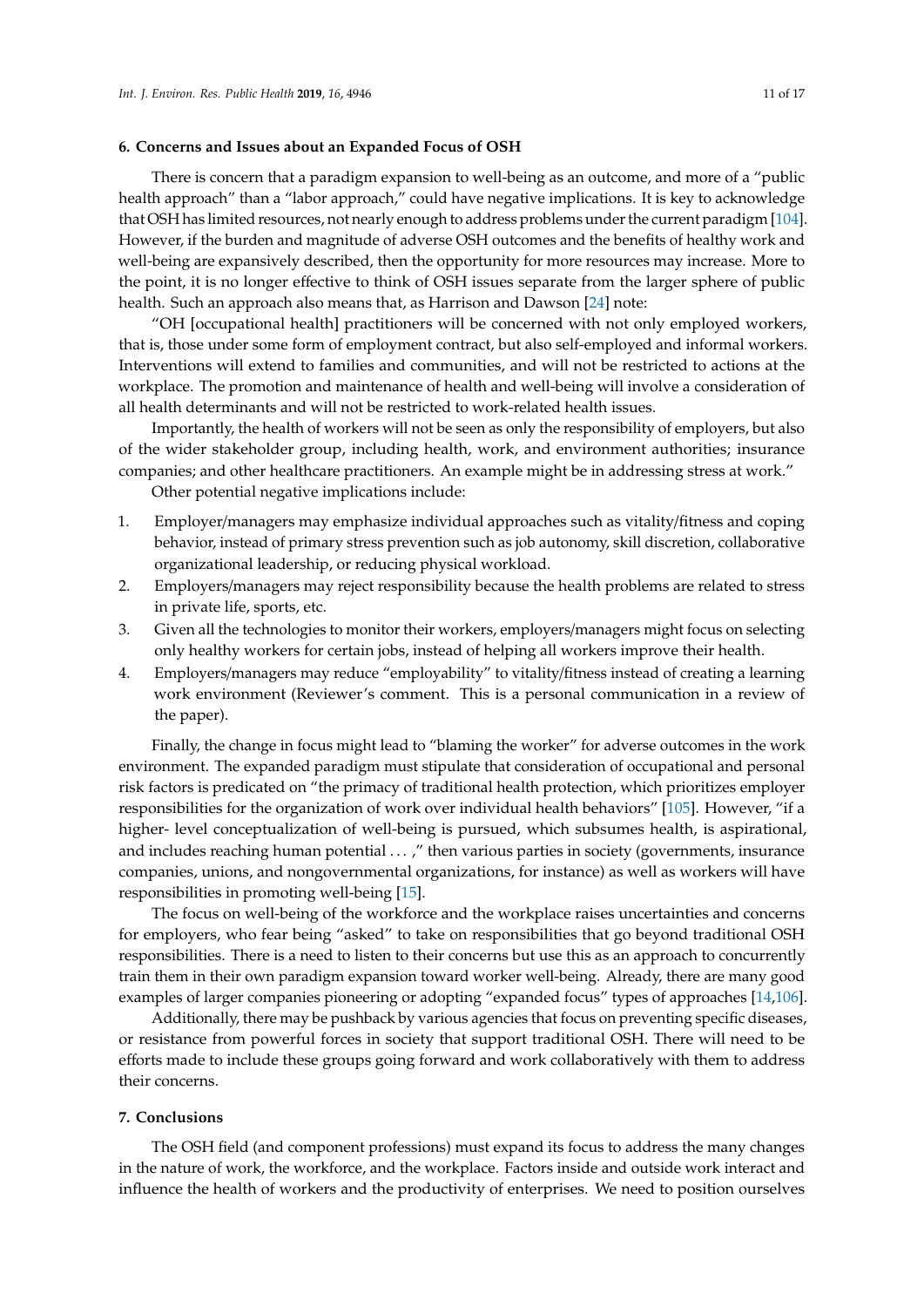## 6. Concerns and Issues about an Expanded Focus of OSH

There is concern that a paradigm expansion to well-being as an outcome, and more of a "public health approach" than a "labor approach," could have negative implications. It is key to acknowledge that OSH has limited resources, not nearly enough to address problems under the current paradigm [104]. However, if the burden and magnitude of adverse OSH outcomes and the benefits of healthy work and well-being are expansively described, then the opportunity for more resources may increase. More to the point, it is no longer effective to think of OSH issues separate from the larger sphere of public health. Such an approach also means that, as Harrison and Dawson [24] note:

"OH [occupational health] practitioners will be concerned with not only employed workers, that is, those under some form of employment contract, but also self-employed and informal workers. Interventions will extend to families and communities, and will not be restricted to actions at the workplace. The promotion and maintenance of health and well-being will involve a consideration of all health determinants and will not be restricted to work-related health issues.

Importantly, the health of workers will not be seen as only the responsibility of employers, but also of the wider stakeholder group, including health, work, and environment authorities; insurance companies; and other healthcare practitioners. An example might be in addressing stress at work."

Other potential negative implications include:

1. Employer/managers may emphasize individual approaches such as vitality/fitness and coping behavior, instead of primary stress prevention such as job autonomy, skill discretion, collaborative organizational leadership, or reducing physical workload.
2. Employers/managers may reject responsibility because the health problems are related to stress in private life, sports, etc.
3. Given all the technologies to monitor their workers, employers/managers might focus on selecting only healthy workers for certain jobs, instead of helping all workers improve their health.
4. Employers/managers may reduce "employability" to vitality/fitness instead of creating a learning work environment (Reviewer's comment. This is a personal communication in a review of the paper).

Finally, the change in focus might lead to "blaming the worker" for adverse outcomes in the work environment. The expanded paradigm must stipulate that consideration of occupational and personal risk factors is predicated on "the primacy of traditional health protection, which prioritizes employer responsibilities for the organization of work over individual health behaviors" [105]. However, "if a higher- level conceptualization of well-being is pursued, which subsumes health, is aspirational, and includes reaching human potential ... ," then various parties in society (governments, insurance companies, unions, and nongovernmental organizations, for instance) as well as workers will have responsibilities in promoting well-being [15].

The focus on well-being of the workforce and the workplace raises uncertainties and concerns for employers, who fear being "asked" to take on responsibilities that go beyond traditional OSH responsibilities. There is a need to listen to their concerns but use this as an approach to concurrently train them in their own paradigm expansion toward worker well-being. Already, there are many good examples of larger companies pioneering or adopting "expanded focus" types of approaches [14,106].

Additionally, there may be pushback by various agencies that focus on preventing specific diseases, or resistance from powerful forces in society that support traditional OSH. There will need to be efforts made to include these groups going forward and work collaboratively with them to address their concerns.

## 7. Conclusions

The OSH field (and component professions) must expand its focus to address the many changes in the nature of work, the workforce, and the workplace. Factors inside and outside work interact and influence the health of workers and the productivity of enterprises. We need to position ourselves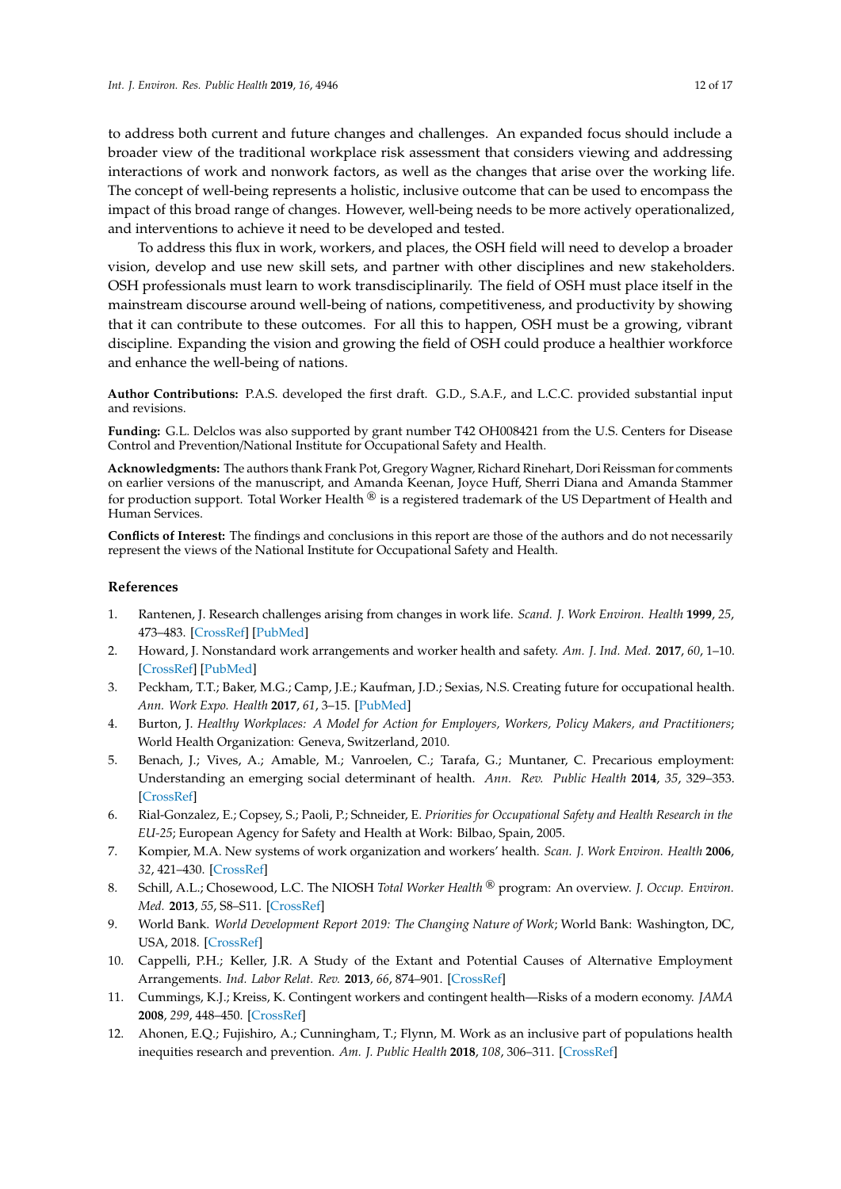to address both current and future changes and challenges. An expanded focus should include a broader view of the traditional workplace risk assessment that considers viewing and addressing interactions of work and nonwork factors, as well as the changes that arise over the working life. The concept of well-being represents a holistic, inclusive outcome that can be used to encompass the impact of this broad range of changes. However, well-being needs to be more actively operationalized, and interventions to achieve it need to be developed and tested.

To address this flux in work, workers, and places, the OSH field will need to develop a broader vision, develop and use new skill sets, and partner with other disciplines and new stakeholders. OSH professionals must learn to work transdisciplinarily. The field of OSH must place itself in the mainstream discourse around well-being of nations, competitiveness, and productivity by showing that it can contribute to these outcomes. For all this to happen, OSH must be a growing, vibrant discipline. Expanding the vision and growing the field of OSH could produce a healthier workforce and enhance the well-being of nations.

**Author Contributions:** P.A.S. developed the first draft. G.D., S.A.F., and L.C.C. provided substantial input and revisions.

**Funding:** G.L. Delclos was also supported by grant number T42 OH008421 from the U.S. Centers for Disease Control and Prevention/National Institute for Occupational Safety and Health.

**Acknowledgments:** The authors thank Frank Pot, Gregory Wagner, Richard Rinehart, Dori Reissman for comments on earlier versions of the manuscript, and Amanda Keenan, Joyce Huff, Sherri Diana and Amanda Stammer for production support. Total Worker Health ® is a registered trademark of the US Department of Health and Human Services.

**Conflicts of Interest:** The findings and conclusions in this report are those of the authors and do not necessarily represent the views of the National Institute for Occupational Safety and Health.

## References

1. Rantenen, J. Research challenges arising from changes in work life. *Scand. J. Work Environ. Health* **1999**, *25*, 473–483. [CrossRef] [PubMed]
2. Howard, J. Nonstandard work arrangements and worker health and safety. *Am. J. Ind. Med.* **2017**, *60*, 1–10. [CrossRef] [PubMed]
3. Peckham, T.T.; Baker, M.G.; Camp, J.E.; Kaufman, J.D.; Sexias, N.S. Creating future for occupational health. *Ann. Work Expo. Health* **2017**, *61*, 3–15. [PubMed]
4. Burton, J. *Healthy Workplaces: A Model for Action for Employers, Workers, Policy Makers, and Practitioners*; World Health Organization: Geneva, Switzerland, 2010.
5. Benach, J.; Vives, A.; Amable, M.; Vanroelen, C.; Tarafa, G.; Muntaner, C. Precarious employment: Understanding an emerging social determinant of health. *Ann. Rev. Public Health* **2014**, *35*, 329–353. [CrossRef]
6. Rial-Gonzalez, E.; Copsey, S.; Paoli, P.; Schneider, E. *Priorities for Occupational Safety and Health Research in the EU-25*; European Agency for Safety and Health at Work: Bilbao, Spain, 2005.
7. Kompier, M.A. New systems of work organization and workers' health. *Scan. J. Work Environ. Health* **2006**, *32*, 421–430. [CrossRef]
8. Schill, A.L.; Chosewood, L.C. The NIOSH *Total Worker Health* ® program: An overview. *J. Occup. Environ. Med.* **2013**, *55*, S8–S11. [CrossRef]
9. World Bank. *World Development Report 2019: The Changing Nature of Work*; World Bank: Washington, DC, USA, 2018. [CrossRef]
10. Cappelli, P.H.; Keller, J.R. A Study of the Extant and Potential Causes of Alternative Employment Arrangements. *Ind. Labor Relat. Rev.* **2013**, *66*, 874–901. [CrossRef]
11. Cummings, K.J.; Kreiss, K. Contingent workers and contingent health—Risks of a modern economy. *JAMA* **2008**, *299*, 448–450. [CrossRef]
12. Ahonen, E.Q.; Fujishiro, A.; Cunningham, T.; Flynn, M. Work as an inclusive part of populations health inequities research and prevention. *Am. J. Public Health* **2018**, *108*, 306–311. [CrossRef]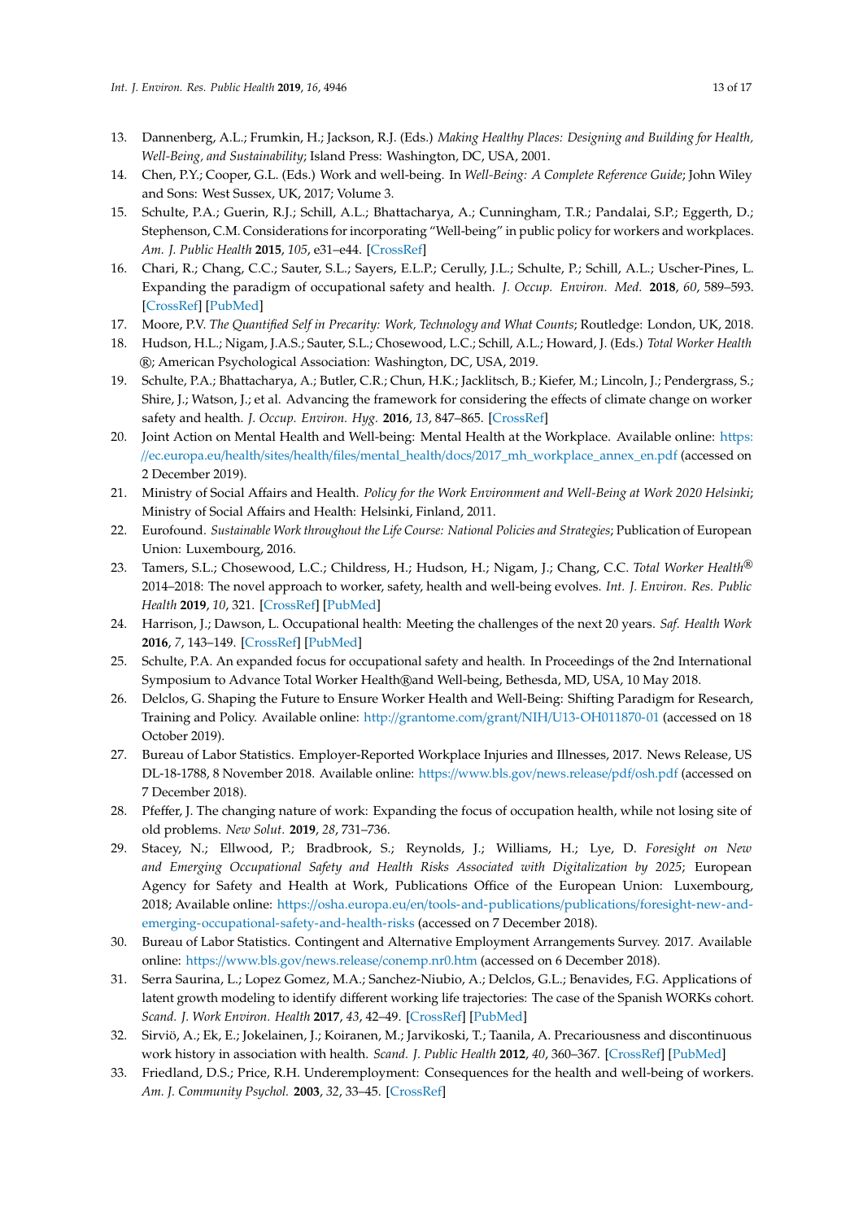13. Dannenberg, A.L.; Frumkin, H.; Jackson, R.J. (Eds.) *Making Healthy Places: Designing and Building for Health, Well-Being, and Sustainability*; Island Press: Washington, DC, USA, 2001.
14. Chen, P.Y.; Cooper, G.L. (Eds.) Work and well-being. In *Well-Being: A Complete Reference Guide*; John Wiley and Sons: West Sussex, UK, 2017; Volume 3.
15. Schulte, P.A.; Guerin, R.J.; Schill, A.L.; Bhattacharya, A.; Cunningham, T.R.; Pandalai, S.P.; Eggerth, D.; Stephenson, C.M. Considerations for incorporating "Well-being" in public policy for workers and workplaces. *Am. J. Public Health* **2015**, *105*, e31–e44. [CrossRef]
16. Chari, R.; Chang, C.C.; Sauter, S.L.; Sayers, E.L.P.; Cerully, J.L.; Schulte, P.; Schill, A.L.; Uscher-Pines, L. Expanding the paradigm of occupational safety and health. *J. Occup. Environ. Med.* **2018**, *60*, 589–593. [CrossRef] [PubMed]
17. Moore, P.V. *The Quantified Self in Precarity: Work, Technology and What Counts*; Routledge: London, UK, 2018.
18. Hudson, H.L.; Nigam, J.A.S.; Sauter, S.L.; Chosewood, L.C.; Schill, A.L.; Howard, J. (Eds.) *Total Worker Health* ®; American Psychological Association: Washington, DC, USA, 2019.
19. Schulte, P.A.; Bhattacharya, A.; Butler, C.R.; Chun, H.K.; Jacklitsch, B.; Kiefer, M.; Lincoln, J.; Pendergrass, S.; Shire, J.; Watson, J.; et al. Advancing the framework for considering the effects of climate change on worker safety and health. *J. Occup. Environ. Hyg.* **2016**, *13*, 847–865. [CrossRef]
20. Joint Action on Mental Health and Well-being: Mental Health at the Workplace. Available online: https://ec.europa.eu/health/sites/health/files/mental_health/docs/2017_mh_workplace_annex_en.pdf (accessed on 2 December 2019).
21. Ministry of Social Affairs and Health. *Policy for the Work Environment and Well-Being at Work 2020 Helsinki*; Ministry of Social Affairs and Health: Helsinki, Finland, 2011.
22. Eurofound. *Sustainable Work throughout the Life Course: National Policies and Strategies*; Publication of European Union: Luxembourg, 2016.
23. Tamers, S.L.; Chosewood, L.C.; Childress, H.; Hudson, H.; Nigam, J.; Chang, C.C. *Total Worker Health*® 2014–2018: The novel approach to worker, safety, health and well-being evolves. *Int. J. Environ. Res. Public Health* **2019**, *10*, 321. [CrossRef] [PubMed]
24. Harrison, J.; Dawson, L. Occupational health: Meeting the challenges of the next 20 years. *Saf. Health Work* **2016**, *7*, 143–149. [CrossRef] [PubMed]
25. Schulte, P.A. An expanded focus for occupational safety and health. In Proceedings of the 2nd International Symposium to Advance Total Worker Health®and Well-being, Bethesda, MD, USA, 10 May 2018.
26. Delclos, G. Shaping the Future to Ensure Worker Health and Well-Being: Shifting Paradigm for Research, Training and Policy. Available online: http://grantome.com/grant/NIH/U13-OH011870-01 (accessed on 18 October 2019).
27. Bureau of Labor Statistics. Employer-Reported Workplace Injuries and Illnesses, 2017. News Release, US DL-18-1788, 8 November 2018. Available online: https://www.bls.gov/news.release/pdf/osh.pdf (accessed on 7 December 2018).
28. Pfeffer, J. The changing nature of work: Expanding the focus of occupation health, while not losing site of old problems. *New Solut.* **2019**, *28*, 731–736.
29. Stacey, N.; Ellwood, P.; Bradbrook, S.; Reynolds, J.; Williams, H.; Lye, D. *Foresight on New and Emerging Occupational Safety and Health Risks Associated with Digitalization by 2025*; European Agency for Safety and Health at Work, Publications Office of the European Union: Luxembourg, 2018; Available online: https://osha.europa.eu/en/tools-and-publications/publications/foresight-new-and-emerging-occupational-safety-and-health-risks (accessed on 7 December 2018).
30. Bureau of Labor Statistics. Contingent and Alternative Employment Arrangements Survey. 2017. Available online: https://www.bls.gov/news.release/conemp.nr0.htm (accessed on 6 December 2018).
31. Serra Saurina, L.; Lopez Gomez, M.A.; Sanchez-Niubio, A.; Delclos, G.L.; Benavides, F.G. Applications of latent growth modeling to identify different working life trajectories: The case of the Spanish WORKs cohort. *Scand. J. Work Environ. Health* **2017**, *43*, 42–49. [CrossRef] [PubMed]
32. Sirviö, A.; Ek, E.; Jokelainen, J.; Koiranen, M.; Jarvikoski, T.; Taanila, A. Precariousness and discontinuous work history in association with health. *Scand. J. Public Health* **2012**, *40*, 360–367. [CrossRef] [PubMed]
33. Friedland, D.S.; Price, R.H. Underemployment: Consequences for the health and well-being of workers. *Am. J. Community Psychol.* **2003**, *32*, 33–45. [CrossRef]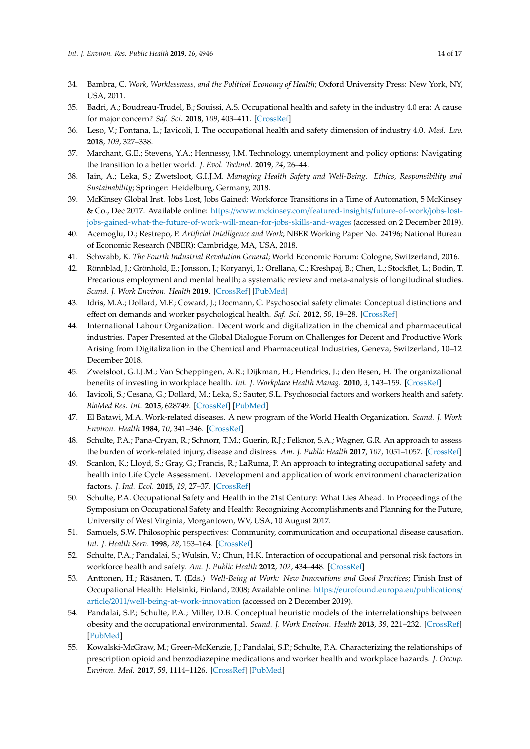34. Bambra, C. *Work, Worklessness, and the Political Economy of Health*; Oxford University Press: New York, NY, USA, 2011.
35. Badri, A.; Boudreau-Trudel, B.; Souissi, A.S. Occupational health and safety in the industry 4.0 era: A cause for major concern? *Saf. Sci.* **2018**, *109*, 403–411. [CrossRef]
36. Leso, V.; Fontana, L.; Iavicoli, I. The occupational health and safety dimension of industry 4.0. *Med. Lav.* **2018**, *109*, 327–338.
37. Marchant, G.E.; Stevens, Y.A.; Hennessy, J.M. Technology, unemployment and policy options: Navigating the transition to a better world. *J. Evol. Technol.* **2019**, *24*, 26–44.
38. Jain, A.; Leka, S.; Zwetsloot, G.I.J.M. *Managing Health Safety and Well-Being. Ethics, Responsibility and Sustainability*; Springer: Heidelburg, Germany, 2018.
39. McKinsey Global Inst. Jobs Lost, Jobs Gained: Workforce Transitions in a Time of Automation, 5 McKinsey & Co., Dec 2017. Available online: https://www.mckinsey.com/featured-insights/future-of-work/jobs-lost-jobs-gained-what-the-future-of-work-will-mean-for-jobs-skills-and-wages (accessed on 2 December 2019).
40. Acemoglu, D.; Restrepo, P. *Artificial Intelligence and Work*; NBER Working Paper No. 24196; National Bureau of Economic Research (NBER): Cambridge, MA, USA, 2018.
41. Schwabb, K. *The Fourth Industrial Revolution General*; World Economic Forum: Cologne, Switzerland, 2016.
42. Rönnblad, J.; Grönhold, E.; Jonsson, J.; Koryanyi, I.; Orellana, C.; Kreshpaj, B.; Chen, L.; Stockflet, L.; Bodin, T. Precarious employment and mental health; a systematic review and meta-analysis of longitudinal studies. *Scand. J. Work Environ. Health* **2019**. [CrossRef] [PubMed]
43. Idris, M.A.; Dollard, M.F.; Coward, J.; Docmann, C. Psychosocial safety climate: Conceptual distinctions and effect on demands and worker psychological health. *Saf. Sci.* **2012**, *50*, 19–28. [CrossRef]
44. International Labour Organization. Decent work and digitalization in the chemical and pharmaceutical industries. Paper Presented at the Global Dialogue Forum on Challenges for Decent and Productive Work Arising from Digitalization in the Chemical and Pharmaceutical Industries, Geneva, Switzerland, 10–12 December 2018.
45. Zwetsloot, G.I.J.M.; Van Scheppingen, A.R.; Dijkman, H.; Hendrics, J.; den Besen, H. The organizational benefits of investing in workplace health. *Int. J. Workplace Health Manag.* **2010**, *3*, 143–159. [CrossRef]
46. Iavicoli, S.; Cesana, G.; Dollard, M.; Leka, S.; Sauter, S.L. Psychosocial factors and workers health and safety. *BioMed Res. Int.* **2015**, 628749. [CrossRef] [PubMed]
47. El Batawi, M.A. Work-related diseases. A new program of the World Health Organization. *Scand. J. Work Environ. Health* **1984**, *10*, 341–346. [CrossRef]
48. Schulte, P.A.; Pana-Cryan, R.; Schnorr, T.M.; Guerin, R.J.; Felknor, S.A.; Wagner, G.R. An approach to assess the burden of work-related injury, disease and distress. *Am. J. Public Health* **2017**, *107*, 1051–1057. [CrossRef]
49. Scanlon, K.; Lloyd, S.; Gray, G.; Francis, R.; LaRuma, P. An approach to integrating occupational safety and health into Life Cycle Assessment. Development and application of work environment characterization factors. *J. Ind. Ecol.* **2015**, *19*, 27–37. [CrossRef]
50. Schulte, P.A. Occupational Safety and Health in the 21st Century: What Lies Ahead. In Proceedings of the Symposium on Occupational Safety and Health: Recognizing Accomplishments and Planning for the Future, University of West Virginia, Morgantown, WV, USA, 10 August 2017.
51. Samuels, S.W. Philosophic perspectives: Community, communication and occupational disease causation. *Int. J. Health Serv.* **1998**, *28*, 153–164. [CrossRef]
52. Schulte, P.A.; Pandalai, S.; Wulsin, V.; Chun, H.K. Interaction of occupational and personal risk factors in workforce health and safety. *Am. J. Public Health* **2012**, *102*, 434–448. [CrossRef]
53. Anttonen, H.; Räsänen, T. (Eds.) *Well-Being at Work: New Innovations and Good Practices*; Finish Inst of Occupational Health: Helsinki, Finland, 2008; Available online: https://eurofound.europa.eu/publications/article/2011/well-being-at-work-innovation (accessed on 2 December 2019).
54. Pandalai, S.P.; Schulte, P.A.; Miller, D.B. Conceptual heuristic models of the interrelationships between obesity and the occupational environmental. *Scand. J. Work Environ. Health* **2013**, *39*, 221–232. [CrossRef] [PubMed]
55. Kowalski-McGraw, M.; Green-McKenzie, J.; Pandalai, S.P.; Schulte, P.A. Characterizing the relationships of prescription opioid and benzodiazepine medications and worker health and workplace hazards. *J. Occup. Environ. Med.* **2017**, *59*, 1114–1126. [CrossRef] [PubMed]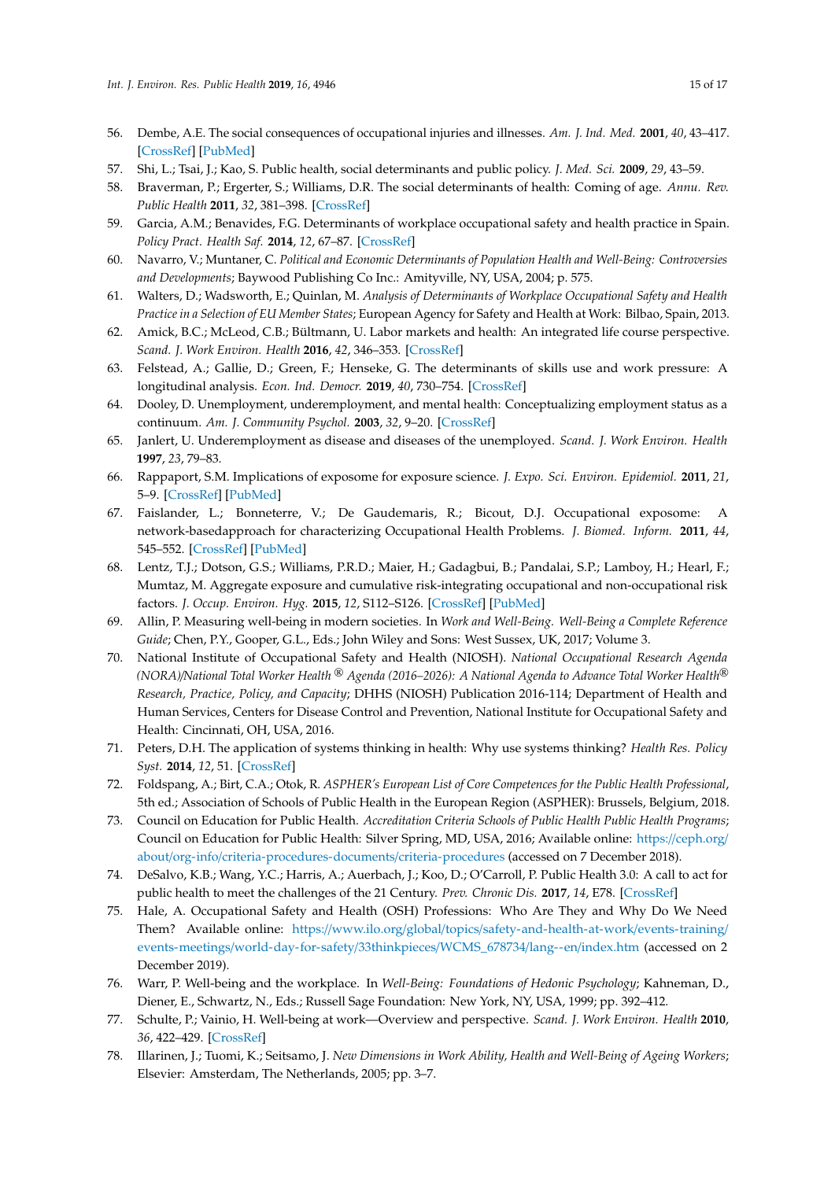56. Dembe, A.E. The social consequences of occupational injuries and illnesses. *Am. J. Ind. Med.* **2001**, *40*, 43–417. [CrossRef] [PubMed]
57. Shi, L.; Tsai, J.; Kao, S. Public health, social determinants and public policy. *J. Med. Sci.* **2009**, *29*, 43–59.
58. Braverman, P.; Ergerter, S.; Williams, D.R. The social determinants of health: Coming of age. *Annu. Rev. Public Health* **2011**, *32*, 381–398. [CrossRef]
59. Garcia, A.M.; Benavides, F.G. Determinants of workplace occupational safety and health practice in Spain. *Policy Pract. Health Saf.* **2014**, *12*, 67–87. [CrossRef]
60. Navarro, V.; Muntaner, C. *Political and Economic Determinants of Population Health and Well-Being: Controversies and Developments*; Baywood Publishing Co Inc.: Amityville, NY, USA, 2004; p. 575.
61. Walters, D.; Wadsworth, E.; Quinlan, M. *Analysis of Determinants of Workplace Occupational Safety and Health Practice in a Selection of EU Member States*; European Agency for Safety and Health at Work: Bilbao, Spain, 2013.
62. Amick, B.C.; McLeod, C.B.; Bültmann, U. Labor markets and health: An integrated life course perspective. *Scand. J. Work Environ. Health* **2016**, *42*, 346–353. [CrossRef]
63. Felstead, A.; Gallie, D.; Green, F.; Henseke, G. The determinants of skills use and work pressure: A longitudinal analysis. *Econ. Ind. Democr.* **2019**, *40*, 730–754. [CrossRef]
64. Dooley, D. Unemployment, underemployment, and mental health: Conceptualizing employment status as a continuum. *Am. J. Community Psychol.* **2003**, *32*, 9–20. [CrossRef]
65. Janlert, U. Underemployment as disease and diseases of the unemployed. *Scand. J. Work Environ. Health* **1997**, *23*, 79–83.
66. Rappaport, S.M. Implications of exposome for exposure science. *J. Expo. Sci. Environ. Epidemiol.* **2011**, *21*, 5–9. [CrossRef] [PubMed]
67. Faislander, L.; Bonneterre, V.; De Gaudemaris, R.; Bicout, D.J. Occupational exposome: A network-basedapproach for characterizing Occupational Health Problems. *J. Biomed. Inform.* **2011**, *44*, 545–552. [CrossRef] [PubMed]
68. Lentz, T.J.; Dotson, G.S.; Williams, P.R.D.; Maier, H.; Gadagbui, B.; Pandalai, S.P.; Lamboy, H.; Hearl, F.; Mumtaz, M. Aggregate exposure and cumulative risk-integrating occupational and non-occupational risk factors. *J. Occup. Environ. Hyg.* **2015**, *12*, S112–S126. [CrossRef] [PubMed]
69. Allin, P. Measuring well-being in modern societies. In *Work and Well-Being. Well-Being a Complete Reference Guide*; Chen, P.Y., Gooper, G.L., Eds.; John Wiley and Sons: West Sussex, UK, 2017; Volume 3.
70. National Institute of Occupational Safety and Health (NIOSH). *National Occupational Research Agenda (NORA)/National Total Worker Health® Agenda (2016–2026): A National Agenda to Advance Total Worker Health® Research, Practice, Policy, and Capacity*; DHHS (NIOSH) Publication 2016-114; Department of Health and Human Services, Centers for Disease Control and Prevention, National Institute for Occupational Safety and Health: Cincinnati, OH, USA, 2016.
71. Peters, D.H. The application of systems thinking in health: Why use systems thinking? *Health Res. Policy Syst.* **2014**, *12*, 51. [CrossRef]
72. Foldspang, A.; Birt, C.A.; Otok, R. *ASPHER's European List of Core Competences for the Public Health Professional*, 5th ed.; Association of Schools of Public Health in the European Region (ASPHER): Brussels, Belgium, 2018.
73. Council on Education for Public Health. *Accreditation Criteria Schools of Public Health Public Health Programs*; Council on Education for Public Health: Silver Spring, MD, USA, 2016; Available online: https://ceph.org/about/org-info/criteria-procedures-documents/criteria-procedures (accessed on 7 December 2018).
74. DeSalvo, K.B.; Wang, Y.C.; Harris, A.; Auerbach, J.; Koo, D.; O'Carroll, P. Public Health 3.0: A call to act for public health to meet the challenges of the 21 Century. *Prev. Chronic Dis.* **2017**, *14*, E78. [CrossRef]
75. Hale, A. Occupational Safety and Health (OSH) Professions: Who Are They and Why Do We Need Them? Available online: https://www.ilo.org/global/topics/safety-and-health-at-work/events-training/events-meetings/world-day-for-safety/33thinkpieces/WCMS_678734/lang--en/index.htm (accessed on 2 December 2019).
76. Warr, P. Well-being and the workplace. In *Well-Being: Foundations of Hedonic Psychology*; Kahneman, D., Diener, E., Schwartz, N., Eds.; Russell Sage Foundation: New York, NY, USA, 1999; pp. 392–412.
77. Schulte, P.; Vainio, H. Well-being at work—Overview and perspective. *Scand. J. Work Environ. Health* **2010**, *36*, 422–429. [CrossRef]
78. Illarinen, J.; Tuomi, K.; Seitsamo, J. *New Dimensions in Work Ability, Health and Well-Being of Ageing Workers*; Elsevier: Amsterdam, The Netherlands, 2005; pp. 3–7.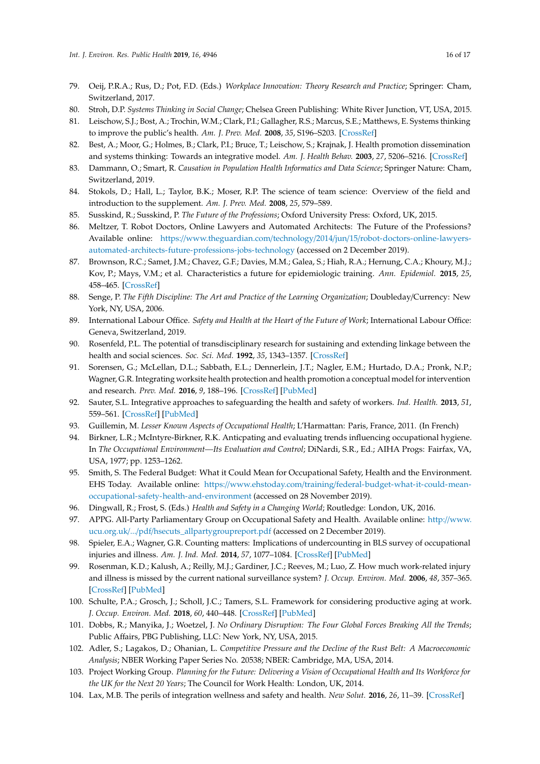79. Oeij, P.R.A.; Rus, D.; Pot, F.D. (Eds.) *Workplace Innovation: Theory Research and Practice*; Springer: Cham, Switzerland, 2017.
80. Stroh, D.P. *Systems Thinking in Social Change*; Chelsea Green Publishing: White River Junction, VT, USA, 2015.
81. Leischow, S.J.; Bost, A.; Trochin, W.M.; Clark, P.I.; Gallagher, R.S.; Marcus, S.E.; Matthews, E. Systems thinking to improve the public's health. *Am. J. Prev. Med.* **2008**, *35*, S196–S203. [CrossRef]
82. Best, A.; Moor, G.; Holmes, B.; Clark, P.I.; Bruce, T.; Leischow, S.; Krajnak, J. Health promotion dissemination and systems thinking: Towards an integrative model. *Am. J. Health Behav.* **2003**, *27*, 5206–5216. [CrossRef]
83. Dammann, O.; Smart, R. *Causation in Population Health Informatics and Data Science*; Springer Nature: Cham, Switzerland, 2019.
84. Stokols, D.; Hall, L.; Taylor, B.K.; Moser, R.P. The science of team science: Overview of the field and introduction to the supplement. *Am. J. Prev. Med.* **2008**, *25*, 579–589.
85. Susskind, R.; Susskind, P. *The Future of the Professions*; Oxford University Press: Oxford, UK, 2015.
86. Meltzer, T. Robot Doctors, Online Lawyers and Automated Architects: The Future of the Professions? Available online: https://www.theguardian.com/technology/2014/jun/15/robot-doctors-online-lawyers-automated-architects-future-professions-jobs-technology (accessed on 2 December 2019).
87. Brownson, R.C.; Samet, J.M.; Chavez, G.F.; Davies, M.M.; Galea, S.; Hiah, R.A.; Hernung, C.A.; Khoury, M.J.; Kov, P.; Mays, V.M.; et al. Characteristics a future for epidemiologic training. *Ann. Epidemiol.* **2015**, *25*, 458–465. [CrossRef]
88. Senge, P. *The Fifth Discipline: The Art and Practice of the Learning Organization*; Doubleday/Currency: New York, NY, USA, 2006.
89. International Labour Office. *Safety and Health at the Heart of the Future of Work*; International Labour Office: Geneva, Switzerland, 2019.
90. Rosenfeld, P.L. The potential of transdisciplinary research for sustaining and extending linkage between the health and social sciences. *Soc. Sci. Med.* **1992**, *35*, 1343–1357. [CrossRef]
91. Sorensen, G.; McLellan, D.L.; Sabbath, E.L.; Dennerlein, J.T.; Nagler, E.M.; Hurtado, D.A.; Pronk, N.P.; Wagner, G.R. Integrating worksite health protection and health promotion a conceptual model for intervention and research. *Prev. Med.* **2016**, *9*, 188–196. [CrossRef] [PubMed]
92. Sauter, S.L. Integrative approaches to safeguarding the health and safety of workers. *Ind. Health.* **2013**, *51*, 559–561. [CrossRef] [PubMed]
93. Guillemin, M. *Lesser Known Aspects of Occupational Health*; L'Harmattan: Paris, France, 2011. (In French)
94. Birkner, L.R.; McIntyre-Birkner, R.K. Anticpating and evaluating trends influencing occupational hygiene. In *The Occupational Environment—Its Evaluation and Control*; DiNardi, S.R., Ed.; AIHA Progs: Fairfax, VA, USA, 1977; pp. 1253–1262.
95. Smith, S. The Federal Budget: What it Could Mean for Occupational Safety, Health and the Environment. EHS Today. Available online: https://www.ehstoday.com/training/federal-budget-what-it-could-mean-occupational-safety-health-and-environment (accessed on 28 November 2019).
96. Dingwall, R.; Frost, S. (Eds.) *Health and Safety in a Changing World*; Routledge: London, UK, 2016.
97. APPG. All-Party Parliamentary Group on Occupational Safety and Health. Available online: http://www.ucu.org.uk/.../pdf/hsecuts_allpartygroupreport.pdf (accessed on 2 December 2019).
98. Spieler, E.A.; Wagner, G.R. Counting matters: Implications of undercounting in BLS survey of occupational injuries and illness. *Am. J. Ind. Med.* **2014**, *57*, 1077–1084. [CrossRef] [PubMed]
99. Rosenman, K.D.; Kalush, A.; Reilly, M.J.; Gardiner, J.C.; Reeves, M.; Luo, Z. How much work-related injury and illness is missed by the current national surveillance system? *J. Occup. Environ. Med.* **2006**, *48*, 357–365. [CrossRef] [PubMed]
100. Schulte, P.A.; Grosch, J.; Scholl, J.C.; Tamers, S.L. Framework for considering productive aging at work. *J. Occup. Environ. Med.* **2018**, *60*, 440–448. [CrossRef] [PubMed]
101. Dobbs, R.; Manyika, J.; Woetzel, J. *No Ordinary Disruption: The Four Global Forces Breaking All the Trends*; Public Affairs, PBG Publishing, LLC: New York, NY, USA, 2015.
102. Adler, S.; Lagakos, D.; Ohanian, L. *Competitive Pressure and the Decline of the Rust Belt: A Macroeconomic Analysis*; NBER Working Paper Series No. 20538; NBER: Cambridge, MA, USA, 2014.
103. Project Working Group. *Planning for the Future: Delivering a Vision of Occupational Health and Its Workforce for the UK for the Next 20 Years*; The Council for Work Health: London, UK, 2014.
104. Lax, M.B. The perils of integration wellness and safety and health. *New Solut.* **2016**, *26*, 11–39. [CrossRef]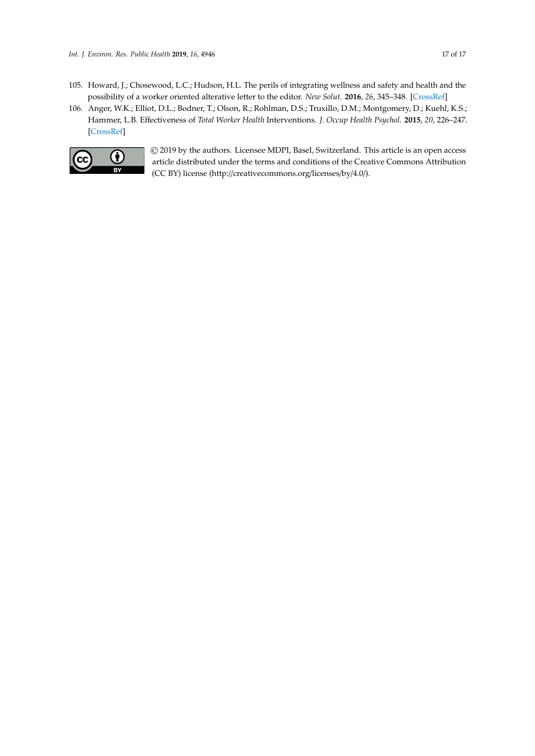105. Howard, J.; Chosewood, L.C.; Hudson, H.L. The perils of integrating wellness and safety and health and the possibility of a worker oriented alterative letter to the editor. *New Solut.* **2016**, *26*, 345–348. [CrossRef]
106. Anger, W.K.; Elliot, D.L.; Bodner, T.; Olson, R.; Rohlman, D.S.; Truxillo, D.M.; Montgomery, D.; Kuehl, K.S.; Hammer, L.B. Effectiveness of *Total Worker Health* Interventions. *J. Occup Health Psychol.* **2015**, *20*, 226–247. [CrossRef]

© 2019 by the authors. Licensee MDPI, Basel, Switzerland. This article is an open access article distributed under the terms and conditions of the Creative Commons Attribution (CC BY) license (http://creativecommons.org/licenses/by/4.0/).